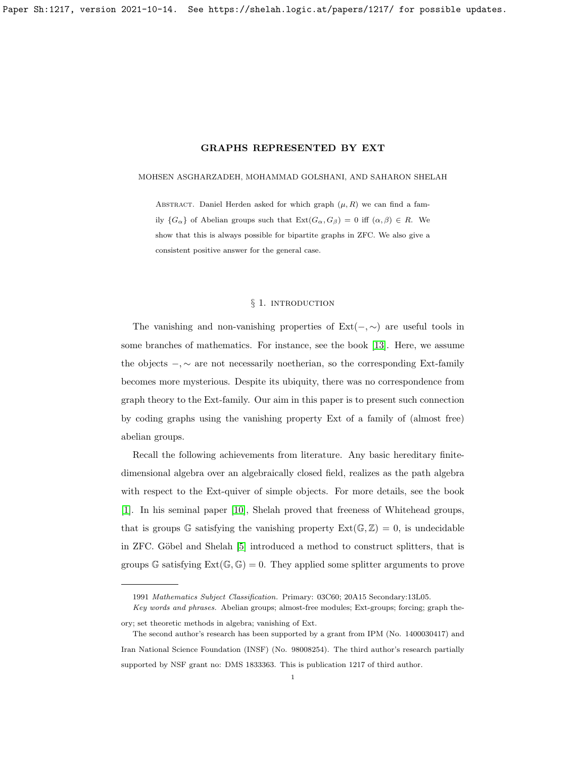# GRAPHS REPRESENTED BY EXT

MOHSEN ASGHARZADEH, MOHAMMAD GOLSHANI, AND SAHARON SHELAH

ABSTRACT. Daniel Herden asked for which graph $(\mu, R)$ we can find a family $\{G_\alpha\}$ of Abelian groups such that $\text{Ext}(G_\alpha, G_\beta) = 0$ iff $(\alpha, \beta) \in R$. We show that this is always possible for bipartite graphs in ZFC. We also give a consistent positive answer for the general case.

## § 1. INTRODUCTION

The vanishing and non-vanishing properties of $\text{Ext}(-, \sim)$ are useful tools in some branches of mathematics. For instance, see the book [13]. Here, we assume the objects $-, \sim$ are not necessarily noetherian, so the corresponding Ext-family becomes more mysterious. Despite its ubiquity, there was no correspondence from graph theory to the Ext-family. Our aim in this paper is to present such connection by coding graphs using the vanishing property Ext of a family of (almost free) abelian groups.

Recall the following achievements from literature. Any basic hereditary finite-dimensional algebra over an algebraically closed field, realizes as the path algebra with respect to the Ext-quiver of simple objects. For more details, see the book [1]. In his seminal paper [10], Shelah proved that freeness of Whitehead groups, that is groups $\mathbb{G}$ satisfying the vanishing property $\text{Ext}(\mathbb{G}, \mathbb{Z}) = 0$, is undecidable in ZFC. Göbel and Shelah [5] introduced a method to construct splitters, that is groups $\mathbb{G}$ satisfying $\text{Ext}(\mathbb{G}, \mathbb{G}) = 0$. They applied some splitter arguments to prove

---

1991 *Mathematics Subject Classification.* Primary: 03C60; 20A15 Secondary:13L05.

*Key words and phrases.* Abelian groups; almost-free modules; Ext-groups; forcing; graph theory; set theoretic methods in algebra; vanishing of Ext.

The second author's research has been supported by a grant from IPM (No. 1400030417) and Iran National Science Foundation (INSF) (No. 98008254). The third author's research partially supported by NSF grant no: DMS 1833363. This is publication 1217 of third author.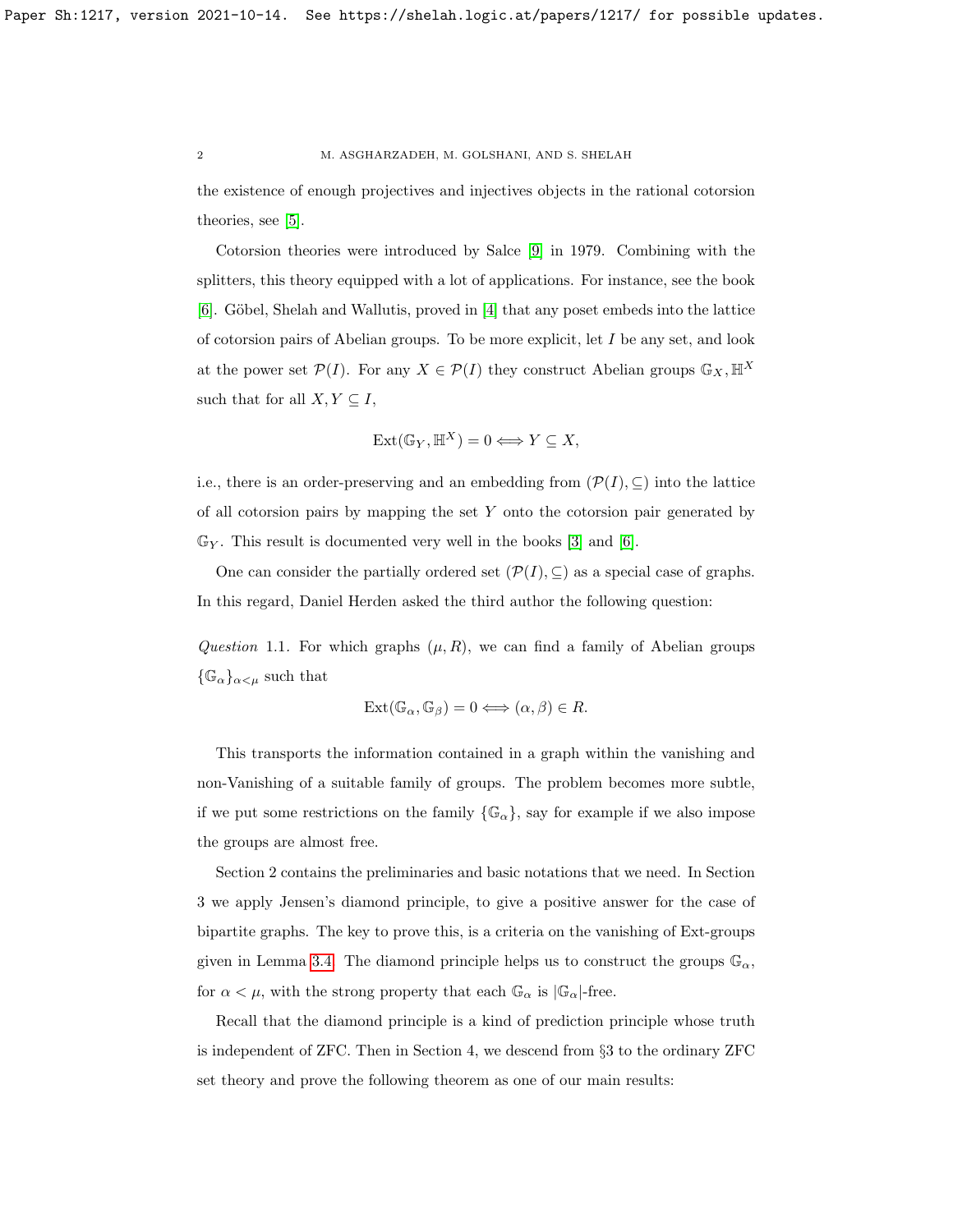the existence of enough projectives and injectives objects in the rational cotorsion theories, see [5].

Cotorsion theories were introduced by Salce [9] in 1979. Combining with the splitters, this theory equipped with a lot of applications. For instance, see the book [6]. Göbel, Shelah and Wallutis, proved in [4] that any poset embeds into the lattice of cotorsion pairs of Abelian groups. To be more explicit, let $I$ be any set, and look at the power set $\mathcal{P}(I)$. For any $X \in \mathcal{P}(I)$ they construct Abelian groups $\mathbb{G}_X, \mathbb{H}^X$ such that for all $X, Y \subseteq I$,

$$\operatorname{Ext}(\mathbb{G}_Y, \mathbb{H}^X) = 0 \Longleftrightarrow Y \subseteq X,$$

i.e., there is an order-preserving and an embedding from $(\mathcal{P}(I), \subseteq)$ into the lattice of all cotorsion pairs by mapping the set $Y$ onto the cotorsion pair generated by $\mathbb{G}_Y$. This result is documented very well in the books [3] and [6].

One can consider the partially ordered set $(\mathcal{P}(I), \subseteq)$ as a special case of graphs. In this regard, Daniel Herden asked the third author the following question:

*Question* 1.1. For which graphs $(\mu, R)$, we can find a family of Abelian groups $\{\mathbb{G}_\alpha\}_{\alpha<\mu}$ such that

$$\operatorname{Ext}(\mathbb{G}_\alpha, \mathbb{G}_\beta) = 0 \Longleftrightarrow (\alpha, \beta) \in R.$$

This transports the information contained in a graph within the vanishing and non-Vanishing of a suitable family of groups. The problem becomes more subtle, if we put some restrictions on the family $\{\mathbb{G}_\alpha\}$, say for example if we also impose the groups are almost free.

Section 2 contains the preliminaries and basic notations that we need. In Section 3 we apply Jensen's diamond principle, to give a positive answer for the case of bipartite graphs. The key to prove this, is a criteria on the vanishing of Ext-groups given in Lemma 3.4. The diamond principle helps us to construct the groups $\mathbb{G}_\alpha$, for $\alpha < \mu$, with the strong property that each $\mathbb{G}_\alpha$ is $|\mathbb{G}_\alpha|$-free.

Recall that the diamond principle is a kind of prediction principle whose truth is independent of ZFC. Then in Section 4, we descend from §3 to the ordinary ZFC set theory and prove the following theorem as one of our main results: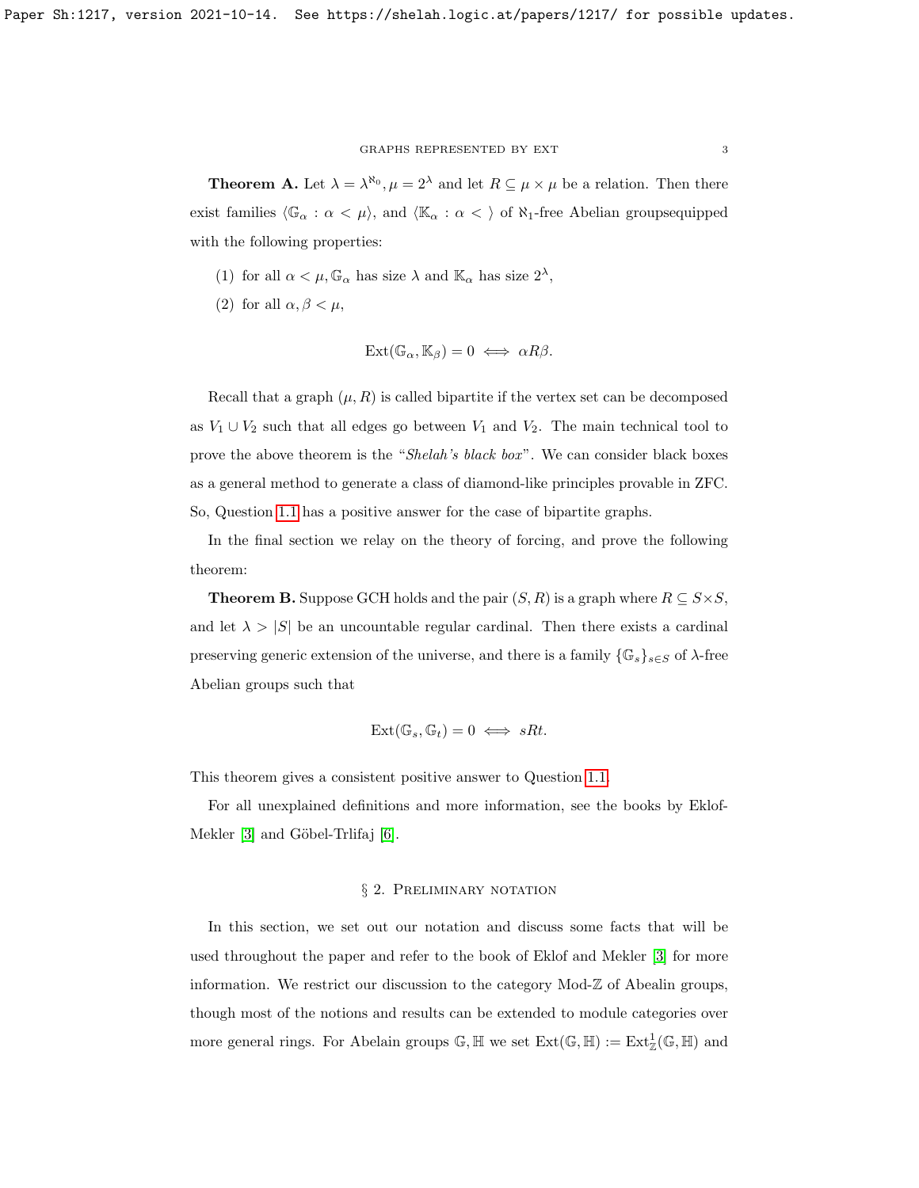**Theorem A.** Let $\lambda = \lambda^{\aleph_0}, \mu = 2^\lambda$ and let $R \subseteq \mu \times \mu$ be a relation. Then there exist families $\langle \mathbb{G}_\alpha : \alpha < \mu \rangle$, and $\langle \mathbb{K}_\alpha : \alpha < \rangle$ of $\aleph_1$-free Abelian groupsequipped with the following properties:

1. for all $\alpha < \mu, \mathbb{G}_\alpha$ has size $\lambda$ and $\mathbb{K}_\alpha$ has size $2^\lambda$,
2. for all $\alpha, \beta < \mu$,

$$\operatorname{Ext}(\mathbb{G}_\alpha, \mathbb{K}_\beta) = 0 \iff \alpha R \beta.$$

Recall that a graph $(\mu, R)$ is called bipartite if the vertex set can be decomposed as $V_1 \cup V_2$ such that all edges go between $V_1$ and $V_2$. The main technical tool to prove the above theorem is the "*Shelah's black box*". We can consider black boxes as a general method to generate a class of diamond-like principles provable in ZFC. So, Question 1.1 has a positive answer for the case of bipartite graphs.

In the final section we relay on the theory of forcing, and prove the following theorem:

**Theorem B.** Suppose GCH holds and the pair $(S, R)$ is a graph where $R \subseteq S \times S$, and let $\lambda > |S|$ be an uncountable regular cardinal. Then there exists a cardinal preserving generic extension of the universe, and there is a family $\{\mathbb{G}_s\}_{s \in S}$ of $\lambda$-free Abelian groups such that

$$\operatorname{Ext}(\mathbb{G}_s, \mathbb{G}_t) = 0 \iff sRt.$$

This theorem gives a consistent positive answer to Question 1.1.

For all unexplained definitions and more information, see the books by Eklof-Mekler [3] and Göbel-Trlifaj [6].

## § 2. Preliminary notation

In this section, we set out our notation and discuss some facts that will be used throughout the paper and refer to the book of Eklof and Mekler [3] for more information. We restrict our discussion to the category Mod-$\mathbb{Z}$ of Abealin groups, though most of the notions and results can be extended to module categories over more general rings. For Abealin groups $\mathbb{G}, \mathbb{H}$ we set $\operatorname{Ext}(\mathbb{G}, \mathbb{H}) := \operatorname{Ext}^1_{\mathbb{Z}}(\mathbb{G}, \mathbb{H})$ and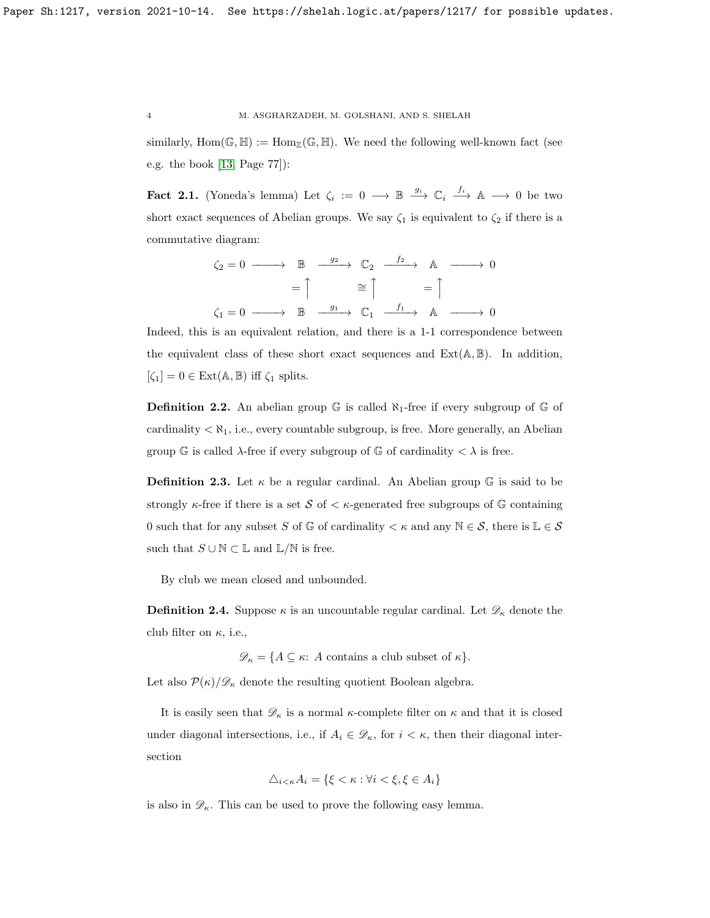similarly, $\mathrm{Hom}(\mathbb{G},\mathbb{H}) := \mathrm{Hom}_{\mathbb{Z}}(\mathbb{G},\mathbb{H})$. We need the following well-known fact (see e.g. the book [13, Page 77]):

**Fact 2.1.** (Yoneda's lemma) Let $\zeta_i := 0 \longrightarrow \mathbb{B} \xrightarrow{g_i} \mathbb{C}_i \xrightarrow{f_i} \mathbb{A} \longrightarrow 0$ be two short exact sequences of Abelian groups. We say $\zeta_1$ is equivalent to $\zeta_2$ if there is a commutative diagram:

$$\begin{array}{ccccccccc}
\zeta_2 = 0 & \longrightarrow & \mathbb{B} & \xrightarrow{g_2} & \mathbb{C}_2 & \xrightarrow{f_2} & \mathbb{A} & \longrightarrow & 0 \\
& & =\uparrow & & \cong\uparrow & & =\uparrow & & \\
\zeta_1 = 0 & \longrightarrow & \mathbb{B} & \xrightarrow{g_1} & \mathbb{C}_1 & \xrightarrow{f_1} & \mathbb{A} & \longrightarrow & 0
\end{array}$$

Indeed, this is an equivalent relation, and there is a 1-1 correspondence between the equivalent class of these short exact sequences and $\mathrm{Ext}(\mathbb{A},\mathbb{B})$. In addition, $[\zeta_1] = 0 \in \mathrm{Ext}(\mathbb{A},\mathbb{B})$ iff $\zeta_1$ splits.

**Definition 2.2.** An abelian group $\mathbb{G}$ is called $\aleph_1$-free if every subgroup of $\mathbb{G}$ of cardinality $< \aleph_1$, i.e., every countable subgroup, is free. More generally, an Abelian group $\mathbb{G}$ is called $\lambda$-free if every subgroup of $\mathbb{G}$ of cardinality $< \lambda$ is free.

**Definition 2.3.** Let $\kappa$ be a regular cardinal. An Abelian group $\mathbb{G}$ is said to be strongly $\kappa$-free if there is a set $\mathcal{S}$ of $< \kappa$-generated free subgroups of $\mathbb{G}$ containing 0 such that for any subset $S$ of $\mathbb{G}$ of cardinality $< \kappa$ and any $\mathbb{N} \in \mathcal{S}$, there is $\mathbb{L} \in \mathcal{S}$ such that $S \cup \mathbb{N} \subset \mathbb{L}$ and $\mathbb{L}/\mathbb{N}$ is free.

By club we mean closed and unbounded.

**Definition 2.4.** Suppose $\kappa$ is an uncountable regular cardinal. Let $\mathscr{D}_\kappa$ denote the club filter on $\kappa$, i.e.,

$$\mathscr{D}_\kappa = \{A \subseteq \kappa \colon A \text{ contains a club subset of } \kappa\}.$$

Let also $\mathcal{P}(\kappa)/\mathscr{D}_\kappa$ denote the resulting quotient Boolean algebra.

It is easily seen that $\mathscr{D}_\kappa$ is a normal $\kappa$-complete filter on $\kappa$ and that it is closed under diagonal intersections, i.e., if $A_i \in \mathscr{D}_\kappa$, for $i < \kappa$, then their diagonal intersection

$$\triangle_{i<\kappa} A_i = \{\xi < \kappa : \forall i < \xi, \xi \in A_i\}$$

is also in $\mathscr{D}_\kappa$. This can be used to prove the following easy lemma.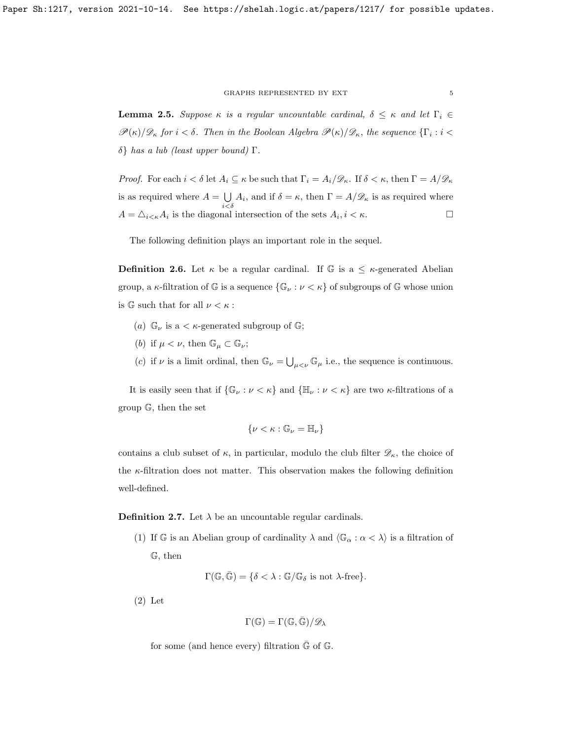**Lemma 2.5.** *Suppose $\kappa$ is a regular uncountable cardinal, $\delta \leq \kappa$ and let $\Gamma_i \in \mathscr{P}(\kappa)/\mathscr{D}_\kappa$ for $i < \delta$. Then in the Boolean Algebra $\mathscr{P}(\kappa)/\mathscr{D}_\kappa$, the sequence $\{\Gamma_i : i < \delta\}$ has a lub (least upper bound) $\Gamma$.*

*Proof.* For each $i < \delta$ let $A_i \subseteq \kappa$ be such that $\Gamma_i = A_i/\mathscr{D}_\kappa$. If $\delta < \kappa$, then $\Gamma = A/\mathscr{D}_\kappa$ is as required where $A = \bigcup\limits_{i<\delta} A_i$, and if $\delta = \kappa$, then $\Gamma = A/\mathscr{D}_\kappa$ is as required where $A = \triangle_{i<\kappa} A_i$ is the diagonal intersection of the sets $A_i, i < \kappa$. $\square$

The following definition plays an important role in the sequel.

**Definition 2.6.** Let $\kappa$ be a regular cardinal. If $\mathbb{G}$ is a $\leq \kappa$-generated Abelian group, a $\kappa$-filtration of $\mathbb{G}$ is a sequence $\{\mathbb{G}_\nu : \nu < \kappa\}$ of subgroups of $\mathbb{G}$ whose union is $\mathbb{G}$ such that for all $\nu < \kappa$ :

- $(a)$ $\mathbb{G}_\nu$ is a $< \kappa$-generated subgroup of $\mathbb{G}$;
- $(b)$ if $\mu < \nu$, then $\mathbb{G}_\mu \subset \mathbb{G}_\nu$;
- $(c)$ if $\nu$ is a limit ordinal, then $\mathbb{G}_\nu = \bigcup_{\mu<\nu} \mathbb{G}_\mu$ i.e., the sequence is continuous.

It is easily seen that if $\{\mathbb{G}_\nu : \nu < \kappa\}$ and $\{\mathbb{H}_\nu : \nu < \kappa\}$ are two $\kappa$-filtrations of a group $\mathbb{G}$, then the set

$$\{\nu < \kappa : \mathbb{G}_\nu = \mathbb{H}_\nu\}$$

contains a club subset of $\kappa$, in particular, modulo the club filter $\mathscr{D}_\kappa$, the choice of the $\kappa$-filtration does not matter. This observation makes the following definition well-defined.

**Definition 2.7.** Let $\lambda$ be an uncountable regular cardinals.

(1) If $\mathbb{G}$ is an Abelian group of cardinality $\lambda$ and $\langle \mathbb{G}_\alpha : \alpha < \lambda \rangle$ is a filtration of $\mathbb{G}$, then

$$\Gamma(\mathbb{G}, \bar{\mathbb{G}}) = \{\delta < \lambda : \mathbb{G}/\mathbb{G}_\delta \text{ is not } \lambda\text{-free}\}.$$

(2) Let

$$\Gamma(\mathbb{G}) = \Gamma(\mathbb{G}, \bar{\mathbb{G}})/\mathscr{D}_\lambda$$

for some (and hence every) filtration $\bar{\mathbb{G}}$ of $\mathbb{G}$.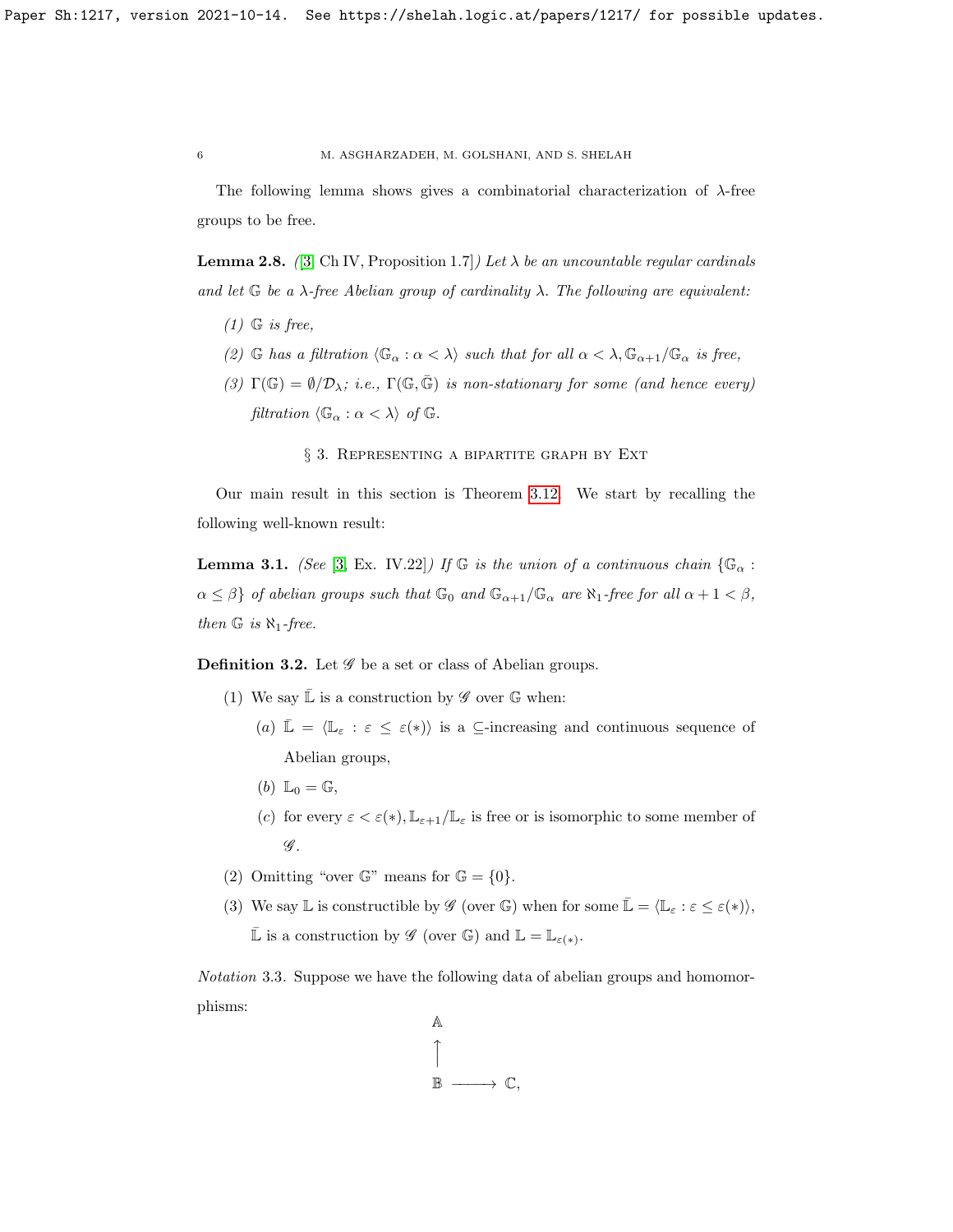The following lemma shows gives a combinatorial characterization of $\lambda$-free groups to be free.

**Lemma 2.8.** *([3, Ch IV, Proposition 1.7]) Let $\lambda$ be an uncountable regular cardinals and let $\mathbb{G}$ be a $\lambda$-free Abelian group of cardinality $\lambda$. The following are equivalent:*

1. *$\mathbb{G}$ is free,*
2. *$\mathbb{G}$ has a filtration $\langle \mathbb{G}_\alpha : \alpha < \lambda \rangle$ such that for all $\alpha < \lambda, \mathbb{G}_{\alpha+1}/\mathbb{G}_\alpha$ is free,*
3. *$\Gamma(\mathbb{G}) = \emptyset/\mathcal{D}_\lambda$; i.e., $\Gamma(\mathbb{G}, \bar{\mathbb{G}})$ is non-stationary for some (and hence every) filtration $\langle \mathbb{G}_\alpha : \alpha < \lambda \rangle$ of $\mathbb{G}$.*

## § 3. Representing a bipartite graph by Ext

Our main result in this section is Theorem 3.12. We start by recalling the following well-known result:

**Lemma 3.1.** *(See [3, Ex. IV.22]) If $\mathbb{G}$ is the union of a continuous chain $\{\mathbb{G}_\alpha : \alpha \leq \beta\}$ of abelian groups such that $\mathbb{G}_0$ and $\mathbb{G}_{\alpha+1}/\mathbb{G}_\alpha$ are $\aleph_1$-free for all $\alpha + 1 < \beta$, then $\mathbb{G}$ is $\aleph_1$-free.*

**Definition 3.2.** Let $\mathscr{G}$ be a set or class of Abelian groups.

1. We say $\bar{\mathbb{L}}$ is a construction by $\mathscr{G}$ over $\mathbb{G}$ when:
   - $(a)$ $\bar{\mathbb{L}} = \langle \mathbb{L}_\varepsilon : \varepsilon \leq \varepsilon(*) \rangle$ is a $\subseteq$-increasing and continuous sequence of Abelian groups,
   - $(b)$ $\mathbb{L}_0 = \mathbb{G}$,
   - $(c)$ for every $\varepsilon < \varepsilon(*), \mathbb{L}_{\varepsilon+1}/\mathbb{L}_\varepsilon$ is free or is isomorphic to some member of $\mathscr{G}$.
2. Omitting "over $\mathbb{G}$" means for $\mathbb{G} = \{0\}$.
3. We say $\mathbb{L}$ is constructible by $\mathscr{G}$ (over $\mathbb{G}$) when for some $\bar{\mathbb{L}} = \langle \mathbb{L}_\varepsilon : \varepsilon \leq \varepsilon(*) \rangle$, $\bar{\mathbb{L}}$ is a construction by $\mathscr{G}$ (over $\mathbb{G}$) and $\mathbb{L} = \mathbb{L}_{\varepsilon(*)}$.

*Notation* 3.3. Suppose we have the following data of abelian groups and homomorphisms:

$$
\begin{array}{ccc}
\mathbb{A} & & \\
\uparrow & & \\
\mathbb{B} & \longrightarrow & \mathbb{C},
\end{array}
$$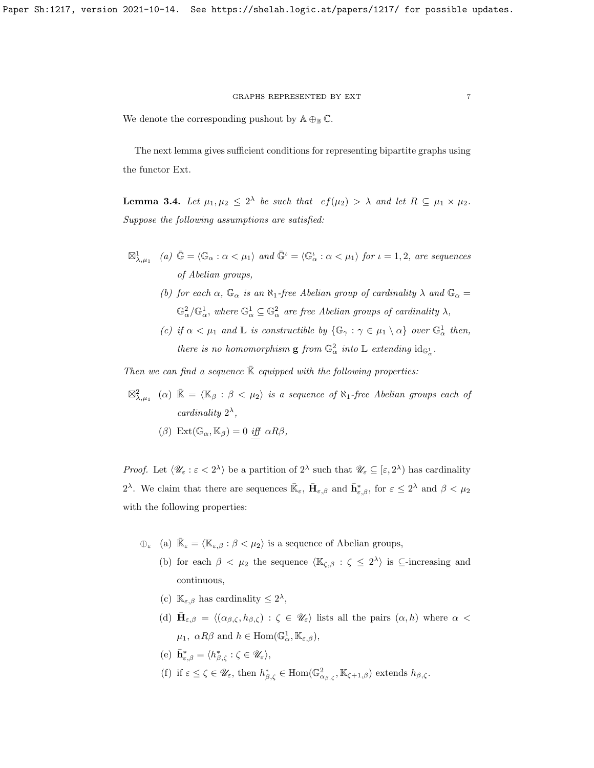We denote the corresponding pushout by $\mathbb{A} \oplus_{\mathbb{B}} \mathbb{C}$.

The next lemma gives sufficient conditions for representing bipartite graphs using the functor Ext.

**Lemma 3.4.** *Let $\mu_1, \mu_2 \leq 2^\lambda$ be such that $cf(\mu_2) > \lambda$ and let $R \subseteq \mu_1 \times \mu_2$. Suppose the following assumptions are satisfied:*

$\boxtimes^1_{\lambda,\mu_1}$ *(a) $\bar{\mathbb{G}} = \langle \mathbb{G}_\alpha : \alpha < \mu_1 \rangle$ and $\bar{\mathbb{G}}^\iota = \langle \mathbb{G}^\iota_\alpha : \alpha < \mu_1 \rangle$ for $\iota = 1, 2$, are sequences of Abelian groups,*

*(b) for each $\alpha$, $\mathbb{G}_\alpha$ is an $\aleph_1$-free Abelian group of cardinality $\lambda$ and $\mathbb{G}_\alpha = \mathbb{G}^2_\alpha / \mathbb{G}^1_\alpha$, where $\mathbb{G}^1_\alpha \subseteq \mathbb{G}^2_\alpha$ are free Abelian groups of cardinality $\lambda$,*

*(c) if $\alpha < \mu_1$ and $\mathbb{L}$ is constructible by $\{\mathbb{G}_\gamma : \gamma \in \mu_1 \setminus \alpha\}$ over $\mathbb{G}^1_\alpha$ then, there is no homomorphism $\mathbf{g}$ from $\mathbb{G}^2_\alpha$ into $\mathbb{L}$ extending $\mathrm{id}_{\mathbb{G}^1_\alpha}$.*

*Then we can find a sequence $\bar{\mathbb{K}}$ equipped with the following properties:*

$\boxtimes^2_{\lambda,\mu_1}$ *($\alpha$) $\bar{\mathbb{K}} = \langle \mathbb{K}_\beta : \beta < \mu_2 \rangle$ is a sequence of $\aleph_1$-free Abelian groups each of cardinality $2^\lambda$,*

*($\beta$) $\mathrm{Ext}(\mathbb{G}_\alpha, \mathbb{K}_\beta) = 0$ <u>iff</u> $\alpha R \beta$,*

*Proof.* Let $\langle \mathscr{U}_\varepsilon : \varepsilon < 2^\lambda \rangle$ be a partition of $2^\lambda$ such that $\mathscr{U}_\varepsilon \subseteq [\varepsilon, 2^\lambda)$ has cardinality $2^\lambda$. We claim that there are sequences $\bar{\mathbb{K}}_\varepsilon$, $\bar{\mathbf{H}}_{\varepsilon,\beta}$ and $\bar{\mathbf{h}}^*_{\varepsilon,\beta}$, for $\varepsilon \leq 2^\lambda$ and $\beta < \mu_2$ with the following properties:

$\oplus_\varepsilon$ (a) $\bar{\mathbb{K}}_\varepsilon = \langle \mathbb{K}_{\varepsilon,\beta} : \beta < \mu_2 \rangle$ is a sequence of Abelian groups,

(b) for each $\beta < \mu_2$ the sequence $\langle \mathbb{K}_{\zeta,\beta} : \zeta \leq 2^\lambda \rangle$ is $\subseteq$-increasing and continuous,

(c) $\mathbb{K}_{\varepsilon,\beta}$ has cardinality $\leq 2^\lambda$,

(d) $\bar{\mathbf{H}}_{\varepsilon,\beta} = \langle (\alpha_{\beta,\zeta}, h_{\beta,\zeta}) : \zeta \in \mathscr{U}_\varepsilon \rangle$ lists all the pairs $(\alpha, h)$ where $\alpha < \mu_1$, $\alpha R \beta$ and $h \in \mathrm{Hom}(\mathbb{G}^1_\alpha, \mathbb{K}_{\varepsilon,\beta})$,

(e) $\bar{\mathbf{h}}^*_{\varepsilon,\beta} = \langle h^*_{\beta,\zeta} : \zeta \in \mathscr{U}_\varepsilon \rangle$,

(f) if $\varepsilon \leq \zeta \in \mathscr{U}_\varepsilon$, then $h^*_{\beta,\zeta} \in \mathrm{Hom}(\mathbb{G}^2_{\alpha_{\beta,\zeta}}, \mathbb{K}_{\zeta+1,\beta})$ extends $h_{\beta,\zeta}$.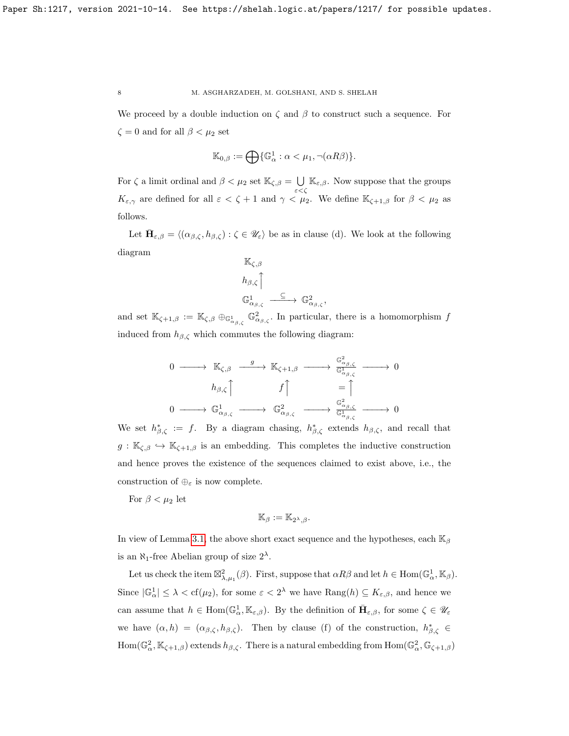We proceed by a double induction on $\zeta$ and $\beta$ to construct such a sequence. For $\zeta = 0$ and for all $\beta < \mu_2$ set

$$\mathbb{K}_{0,\beta} := \bigoplus \{\mathbb{G}^1_\alpha : \alpha < \mu_1, \neg(\alpha R \beta)\}.$$

For $\zeta$ a limit ordinal and $\beta < \mu_2$ set $\mathbb{K}_{\zeta,\beta} = \bigcup_{\varepsilon<\zeta} \mathbb{K}_{\varepsilon,\beta}$. Now suppose that the groups $K_{\varepsilon,\gamma}$ are defined for all $\varepsilon < \zeta + 1$ and $\gamma < \mu_2$. We define $\mathbb{K}_{\zeta+1,\beta}$ for $\beta < \mu_2$ as follows.

Let $\bar{\mathbf{H}}_{\varepsilon,\beta} = \langle (\alpha_{\beta,\zeta}, h_{\beta,\zeta}) : \zeta \in \mathscr{U}_\varepsilon \rangle$ be as in clause (d). We look at the following diagram

$$\begin{array}{ccc} \mathbb{K}_{\zeta,\beta} & & \\ h_{\beta,\zeta}\big\uparrow & & \\ \mathbb{G}^1_{\alpha_{\beta,\zeta}} & \xrightarrow{\subseteq} & \mathbb{G}^2_{\alpha_{\beta,\zeta}}, \end{array}$$

and set $\mathbb{K}_{\zeta+1,\beta} := \mathbb{K}_{\zeta,\beta} \oplus_{\mathbb{G}^1_{\alpha_{\beta,\zeta}}} \mathbb{G}^2_{\alpha_{\beta,\zeta}}$. In particular, there is a homomorphism $f$ induced from $h_{\beta,\zeta}$ which commutes the following diagram:

$$\begin{array}{ccccccccc} 0 & \longrightarrow & \mathbb{K}_{\zeta,\beta} & \xrightarrow{g} & \mathbb{K}_{\zeta+1,\beta} & \longrightarrow & \frac{\mathbb{G}^2_{\alpha_{\beta,\zeta}}}{\mathbb{G}^1_{\alpha_{\beta,\zeta}}} & \longrightarrow & 0 \\ & & h_{\beta,\zeta}\big\uparrow & & f\big\uparrow & & =\big\uparrow & & \\ 0 & \longrightarrow & \mathbb{G}^1_{\alpha_{\beta,\zeta}} & \longrightarrow & \mathbb{G}^2_{\alpha_{\beta,\zeta}} & \longrightarrow & \frac{\mathbb{G}^2_{\alpha_{\beta,\zeta}}}{\mathbb{G}^1_{\alpha_{\beta,\zeta}}} & \longrightarrow & 0 \end{array}$$

We set $h^*_{\beta,\zeta} := f$. By a diagram chasing, $h^*_{\beta,\zeta}$ extends $h_{\beta,\zeta}$, and recall that $g : \mathbb{K}_{\zeta,\beta} \hookrightarrow \mathbb{K}_{\zeta+1,\beta}$ is an embedding. This completes the inductive construction and hence proves the existence of the sequences claimed to exist above, i.e., the construction of $\oplus_\varepsilon$ is now complete.

For $\beta < \mu_2$ let

$$\mathbb{K}_\beta := \mathbb{K}_{2^\lambda,\beta}.$$

In view of Lemma 3.1, the above short exact sequence and the hypotheses, each $\mathbb{K}_\beta$ is an $\aleph_1$-free Abelian group of size $2^\lambda$.

Let us check the item $\boxtimes^2_{\lambda,\mu_1}(\beta)$. First, suppose that $\alpha R \beta$ and let $h \in \mathrm{Hom}(\mathbb{G}^1_\alpha, \mathbb{K}_\beta)$. Since $|\mathbb{G}^1_\alpha| \leq \lambda < \mathrm{cf}(\mu_2)$, for some $\varepsilon < 2^\lambda$ we have $\mathrm{Rang}(h) \subseteq K_{\varepsilon,\beta}$, and hence we can assume that $h \in \mathrm{Hom}(\mathbb{G}^1_\alpha, \mathbb{K}_{\varepsilon,\beta})$. By the definition of $\bar{\mathbf{H}}_{\varepsilon,\beta}$, for some $\zeta \in \mathscr{U}_\varepsilon$ we have $(\alpha, h) = (\alpha_{\beta,\zeta}, h_{\beta,\zeta})$. Then by clause (f) of the construction, $h^*_{\beta,\zeta} \in \mathrm{Hom}(\mathbb{G}^2_\alpha, \mathbb{K}_{\zeta+1,\beta})$ extends $h_{\beta,\zeta}$. There is a natural embedding from $\mathrm{Hom}(\mathbb{G}^2_\alpha, \mathbb{G}_{\zeta+1,\beta})$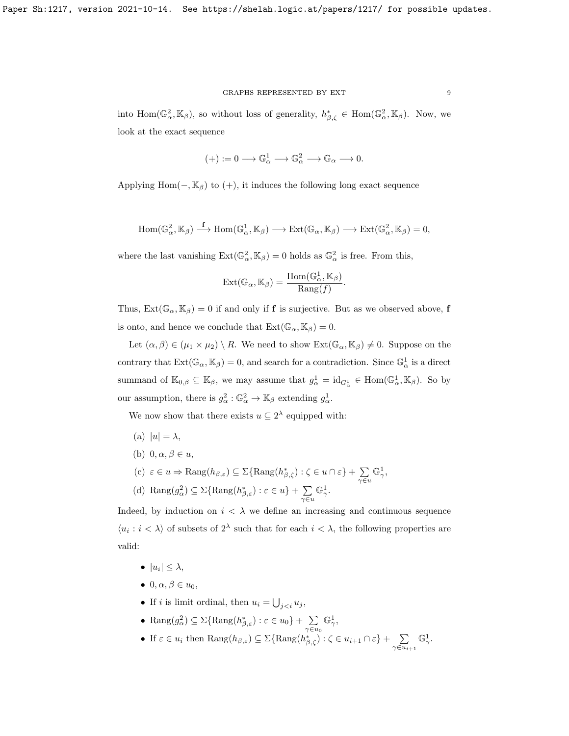into $\mathrm{Hom}(\mathbb{G}^2_\alpha, \mathbb{K}_\beta)$, so without loss of generality, $h^*_{\beta,\zeta} \in \mathrm{Hom}(\mathbb{G}^2_\alpha, \mathbb{K}_\beta)$. Now, we look at the exact sequence

$$(+) := 0 \longrightarrow \mathbb{G}^1_\alpha \longrightarrow \mathbb{G}^2_\alpha \longrightarrow \mathbb{G}_\alpha \longrightarrow 0.$$

Applying $\mathrm{Hom}(-, \mathbb{K}_\beta)$ to $(+)$, it induces the following long exact sequence

$$\mathrm{Hom}(\mathbb{G}^2_\alpha, \mathbb{K}_\beta) \xrightarrow{\ \mathbf{f}\ } \mathrm{Hom}(\mathbb{G}^1_\alpha, \mathbb{K}_\beta) \longrightarrow \mathrm{Ext}(\mathbb{G}_\alpha, \mathbb{K}_\beta) \longrightarrow \mathrm{Ext}(\mathbb{G}^2_\alpha, \mathbb{K}_\beta) = 0,$$

where the last vanishing $\mathrm{Ext}(\mathbb{G}^2_\alpha, \mathbb{K}_\beta) = 0$ holds as $\mathbb{G}^2_\alpha$ is free. From this,

$$\mathrm{Ext}(\mathbb{G}_\alpha, \mathbb{K}_\beta) = \frac{\mathrm{Hom}(\mathbb{G}^1_\alpha, \mathbb{K}_\beta)}{\mathrm{Rang}(f)}.$$

Thus, $\mathrm{Ext}(\mathbb{G}_\alpha, \mathbb{K}_\beta) = 0$ if and only if $\mathbf{f}$ is surjective. But as we observed above, $\mathbf{f}$ is onto, and hence we conclude that $\mathrm{Ext}(\mathbb{G}_\alpha, \mathbb{K}_\beta) = 0$.

Let $(\alpha, \beta) \in (\mu_1 \times \mu_2) \setminus R$. We need to show $\mathrm{Ext}(\mathbb{G}_\alpha, \mathbb{K}_\beta) \neq 0$. Suppose on the contrary that $\mathrm{Ext}(\mathbb{G}_\alpha, \mathbb{K}_\beta) = 0$, and search for a contradiction. Since $\mathbb{G}^1_\alpha$ is a direct summand of $\mathbb{K}_{0,\beta} \subseteq \mathbb{K}_\beta$, we may assume that $g^1_\alpha = \mathrm{id}_{G^1_\alpha} \in \mathrm{Hom}(\mathbb{G}^1_\alpha, \mathbb{K}_\beta)$. So by our assumption, there is $g^2_\alpha : \mathbb{G}^2_\alpha \to \mathbb{K}_\beta$ extending $g^1_\alpha$.

We now show that there exists $u \subseteq 2^\lambda$ equipped with:

(a) $|u| = \lambda$,

(b) $0, \alpha, \beta \in u$,

(c) $\varepsilon \in u \Rightarrow \mathrm{Rang}(h_{\beta,\varepsilon}) \subseteq \Sigma\{\mathrm{Rang}(h^*_{\beta,\zeta}) : \zeta \in u \cap \varepsilon\} + \sum\limits_{\gamma \in u} \mathbb{G}^1_\gamma$,

(d) $\mathrm{Rang}(g^2_\alpha) \subseteq \Sigma\{\mathrm{Rang}(h^*_{\beta,\varepsilon}) : \varepsilon \in u\} + \sum\limits_{\gamma \in u} \mathbb{G}^1_\gamma$.

Indeed, by induction on $i < \lambda$ we define an increasing and continuous sequence $\langle u_i : i < \lambda \rangle$ of subsets of $2^\lambda$ such that for each $i < \lambda$, the following properties are valid:

- $|u_i| \leq \lambda$,
- $0, \alpha, \beta \in u_0$,
- If $i$ is limit ordinal, then $u_i = \bigcup_{j<i} u_j$,
- $\mathrm{Rang}(g^2_\alpha) \subseteq \Sigma\{\mathrm{Rang}(h^*_{\beta,\varepsilon}) : \varepsilon \in u_0\} + \sum\limits_{\gamma \in u_0} \mathbb{G}^1_\gamma$,
- If $\varepsilon \in u_i$ then $\mathrm{Rang}(h_{\beta,\varepsilon}) \subseteq \Sigma\{\mathrm{Rang}(h^*_{\beta,\zeta}) : \zeta \in u_{i+1} \cap \varepsilon\} + \sum\limits_{\gamma \in u_{i+1}} \mathbb{G}^1_\gamma$.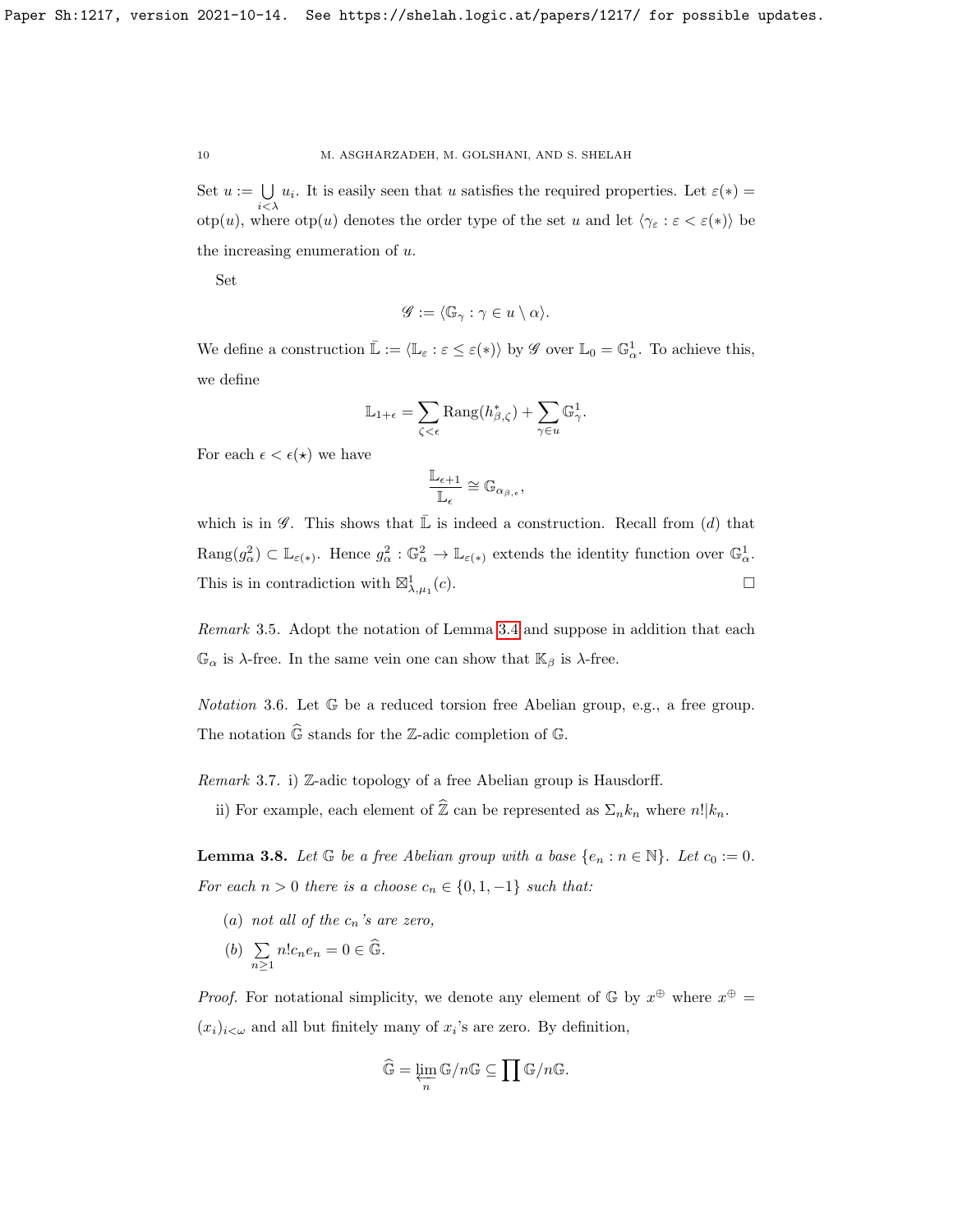Set $u := \bigcup_{i<\lambda} u_i$. It is easily seen that $u$ satisfies the required properties. Let $\varepsilon(*) = \mathrm{otp}(u)$, where $\mathrm{otp}(u)$ denotes the order type of the set $u$ and let $\langle \gamma_\varepsilon : \varepsilon < \varepsilon(*) \rangle$ be the increasing enumeration of $u$.

Set

$$\mathscr{G} := \langle \mathbb{G}_\gamma : \gamma \in u \setminus \alpha \rangle.$$

We define a construction $\bar{\mathbb{L}} := \langle \mathbb{L}_\varepsilon : \varepsilon \leq \varepsilon(*) \rangle$ by $\mathscr{G}$ over $\mathbb{L}_0 = \mathbb{G}^1_\alpha$. To achieve this, we define

$$\mathbb{L}_{1+\epsilon} = \sum_{\zeta<\epsilon} \mathrm{Rang}(h^*_{\beta,\zeta}) + \sum_{\gamma \in u} \mathbb{G}^1_\gamma.$$

For each $\epsilon < \epsilon(\star)$ we have

$$\frac{\mathbb{L}_{\epsilon+1}}{\mathbb{L}_\epsilon} \cong \mathbb{G}_{\alpha_{\beta,\epsilon}},$$

which is in $\mathscr{G}$. This shows that $\bar{\mathbb{L}}$ is indeed a construction. Recall from $(d)$ that $\mathrm{Rang}(g^2_\alpha) \subset \mathbb{L}_{\varepsilon(*)}$. Hence $g^2_\alpha : \mathbb{G}^2_\alpha \to \mathbb{L}_{\varepsilon(*)}$ extends the identity function over $\mathbb{G}^1_\alpha$. This is in contradiction with $\boxtimes^1_{\lambda,\mu_1}(c)$. $\square$

*Remark* 3.5. Adopt the notation of Lemma 3.4 and suppose in addition that each $\mathbb{G}_\alpha$ is $\lambda$-free. In the same vein one can show that $\mathbb{K}_\beta$ is $\lambda$-free.

*Notation* 3.6. Let $\mathbb{G}$ be a reduced torsion free Abelian group, e.g., a free group. The notation $\widehat{\mathbb{G}}$ stands for the $\mathbb{Z}$-adic completion of $\mathbb{G}$.

*Remark* 3.7. i) $\mathbb{Z}$-adic topology of a free Abelian group is Hausdorff.

ii) For example, each element of $\widehat{\mathbb{Z}}$ can be represented as $\Sigma_n k_n$ where $n! | k_n$.

**Lemma 3.8.** *Let $\mathbb{G}$ be a free Abelian group with a base $\{e_n : n \in \mathbb{N}\}$. Let $c_0 := 0$. For each $n > 0$ there is a choose $c_n \in \{0, 1, -1\}$ such that:*

- $(a)$ *not all of the $c_n$'s are zero,*
- $(b)$ $\sum_{n\geq 1} n! c_n e_n = 0 \in \widehat{\mathbb{G}}$.

*Proof.* For notational simplicity, we denote any element of $\mathbb{G}$ by $x^\oplus$ where $x^\oplus = (x_i)_{i<\omega}$ and all but finitely many of $x_i$'s are zero. By definition,

$$\widehat{\mathbb{G}} = \varprojlim_n \mathbb{G}/n\mathbb{G} \subseteq \prod \mathbb{G}/n\mathbb{G}.$$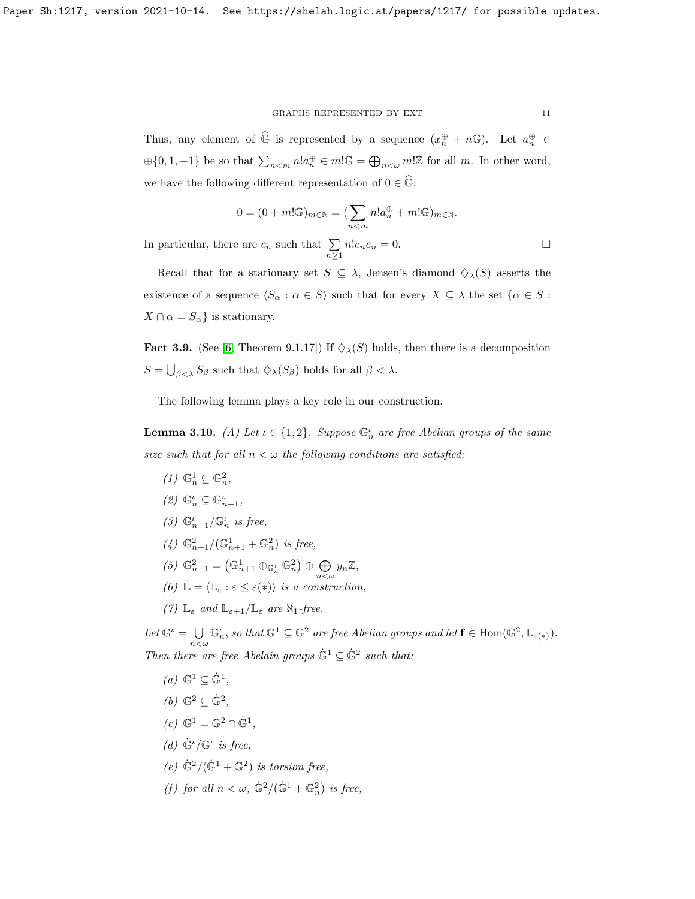Thus, any element of $\widehat{\mathbb{G}}$ is represented by a sequence $(x_n^{\oplus} + n\mathbb{G})$. Let $a_n^{\oplus} \in \oplus\{0, 1, -1\}$ be so that $\sum_{n<m} n!a_n^{\oplus} \in m!\mathbb{G} = \bigoplus_{n<\omega} m!\mathbb{Z}$ for all $m$. In other word, we have the following different representation of $0 \in \widehat{\mathbb{G}}$:

$$0 = (0 + m!\mathbb{G})_{m\in\mathbb{N}} = (\sum_{n<m} n!a_n^{\oplus} + m!\mathbb{G})_{m\in\mathbb{N}}.$$

In particular, there are $c_n$ such that $\sum_{n\geq 1} n!c_n e_n = 0$. $\square$

Recall that for a stationary set $S \subseteq \lambda$, Jensen's diamond $\diamondsuit_\lambda(S)$ asserts the existence of a sequence $\langle S_\alpha : \alpha \in S\rangle$ such that for every $X \subseteq \lambda$ the set $\{\alpha \in S : X \cap \alpha = S_\alpha\}$ is stationary.

**Fact 3.9.** (See [6, Theorem 9.1.17]) If $\diamondsuit_\lambda(S)$ holds, then there is a decomposition $S = \bigcup_{\beta<\lambda} S_\beta$ such that $\diamondsuit_\lambda(S_\beta)$ holds for all $\beta < \lambda$.

The following lemma plays a key role in our construction.

**Lemma 3.10.** *(A) Let $\iota \in \{1, 2\}$. Suppose $\mathbb{G}_n^\iota$ are free Abelian groups of the same size such that for all $n < \omega$ the following conditions are satisfied:*

*(1) $\mathbb{G}_n^1 \subseteq \mathbb{G}_n^2$,*

*(2) $\mathbb{G}_n^\iota \subseteq \mathbb{G}_{n+1}^\iota$,*

*(3) $\mathbb{G}_{n+1}^\iota/\mathbb{G}_n^\iota$ is free,*

*(4) $\mathbb{G}_{n+1}^2/(\mathbb{G}_{n+1}^1 + \mathbb{G}_n^2)$ is free,*

*(5) $\mathbb{G}_{n+1}^2 = \left(\mathbb{G}_{n+1}^1 \oplus_{\mathbb{G}_n^1} \mathbb{G}_n^2\right) \oplus \bigoplus_{n<\omega} y_n\mathbb{Z}$,*

*(6) $\bar{\mathbb{L}} = \langle \mathbb{L}_\varepsilon : \varepsilon \leq \varepsilon(*)\rangle$ is a construction,*

*(7) $\mathbb{L}_\varepsilon$ and $\mathbb{L}_{\varepsilon+1}/\mathbb{L}_\varepsilon$ are $\aleph_1$-free.*

*Let $\mathbb{G}^\iota = \bigcup_{n<\omega} \mathbb{G}_n^\iota$, so that $\mathbb{G}^1 \subseteq \mathbb{G}^2$ are free Abelian groups and let $\mathbf{f} \in \mathrm{Hom}(\mathbb{G}^2, \mathbb{L}_{\varepsilon(*)})$. Then there are free Abelain groups $\dot{\mathbb{G}}^1 \subseteq \dot{\mathbb{G}}^2$ such that:*

*(a) $\mathbb{G}^1 \subseteq \dot{\mathbb{G}}^1$,*

*(b) $\mathbb{G}^2 \subseteq \dot{\mathbb{G}}^2$,*

*(c) $\mathbb{G}^1 = \mathbb{G}^2 \cap \dot{\mathbb{G}}^1$,*

*(d) $\dot{\mathbb{G}}^\iota/\mathbb{G}^\iota$ is free,*

*(e) $\dot{\mathbb{G}}^2/(\dot{\mathbb{G}}^1 + \mathbb{G}^2)$ is torsion free,*

*(f) for all $n < \omega$, $\dot{\mathbb{G}}^2/(\dot{\mathbb{G}}^1 + \mathbb{G}_n^2)$ is free,*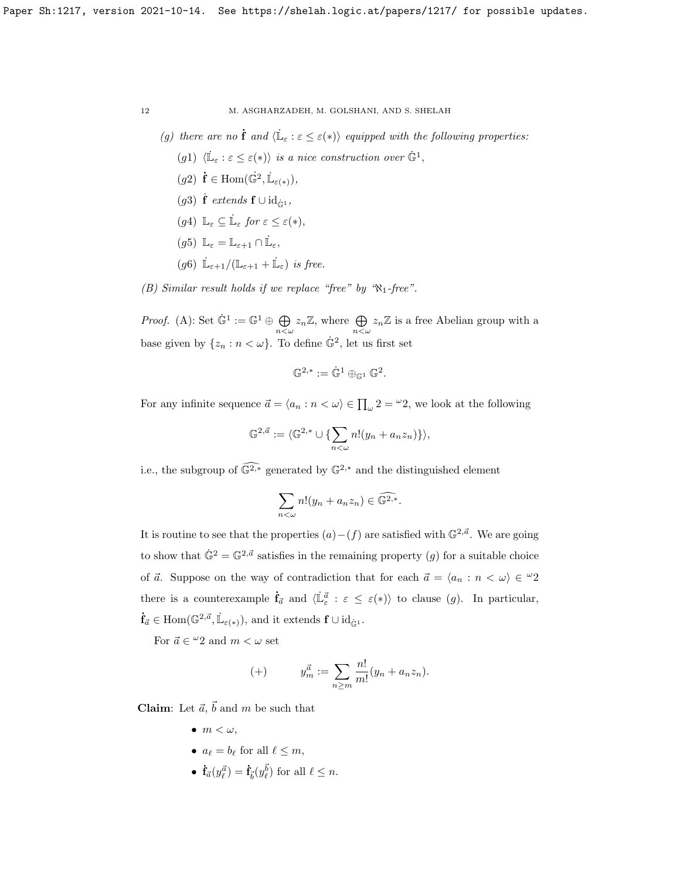(g) *there are no* $\dot{\mathbf{f}}$ *and* $\langle \dot{\mathbb{L}}_\varepsilon : \varepsilon \leq \varepsilon(*) \rangle$ *equipped with the following properties:*

(g1) $\langle \dot{\mathbb{L}}_\varepsilon : \varepsilon \leq \varepsilon(*) \rangle$ *is a nice construction over* $\dot{\mathbb{G}}^1$,

(g2) $\dot{\mathbf{f}} \in \mathrm{Hom}(\dot{\mathbb{G}}^2, \dot{\mathbb{L}}_{\varepsilon(*)})$,

(g3) $\dot{\mathbf{f}}$ *extends* $\mathbf{f} \cup \mathrm{id}_{\dot{\mathbb{G}}^1}$,

(g4) $\mathbb{L}_\varepsilon \subseteq \dot{\mathbb{L}}_\varepsilon$ *for* $\varepsilon \leq \varepsilon(*)$,

(g5) $\mathbb{L}_\varepsilon = \mathbb{L}_{\varepsilon+1} \cap \dot{\mathbb{L}}_\varepsilon$,

(g6) $\dot{\mathbb{L}}_{\varepsilon+1}/(\mathbb{L}_{\varepsilon+1} + \dot{\mathbb{L}}_\varepsilon)$ *is free.*

*(B) Similar result holds if we replace "free" by "*$\aleph_1$*-free".*

*Proof.* (A): Set $\dot{\mathbb{G}}^1 := \mathbb{G}^1 \oplus \bigoplus_{n<\omega} z_n\mathbb{Z}$, where $\bigoplus_{n<\omega} z_n\mathbb{Z}$ is a free Abelian group with a base given by $\{z_n : n < \omega\}$. To define $\dot{\mathbb{G}}^2$, let us first set

$$\mathbb{G}^{2,*} := \dot{\mathbb{G}}^1 \oplus_{\mathbb{G}^1} \mathbb{G}^2.$$

For any infinite sequence $\vec{a} = \langle a_n : n < \omega \rangle \in \prod_\omega 2 = {}^\omega 2$, we look at the following

$$\mathbb{G}^{2,\vec{a}} := \langle \mathbb{G}^{2,*} \cup \{\sum_{n<\omega} n!(y_n + a_n z_n)\}\rangle,$$

i.e., the subgroup of $\widehat{\mathbb{G}^{2,*}}$ generated by $\mathbb{G}^{2,*}$ and the distinguished element

$$\sum_{n<\omega} n!(y_n + a_n z_n) \in \widehat{\mathbb{G}^{2,*}}.$$

It is routine to see that the properties $(a)-(f)$ are satisfied with $\mathbb{G}^{2,\vec{a}}$. We are going to show that $\dot{\mathbb{G}}^2 = \mathbb{G}^{2,\vec{a}}$ satisfies in the remaining property $(g)$ for a suitable choice of $\vec{a}$. Suppose on the way of contradiction that for each $\vec{a} = \langle a_n : n < \omega \rangle \in {}^\omega 2$ there is a counterexample $\dot{\mathbf{f}}_{\vec{a}}$ and $\langle \dot{\mathbb{L}}^{\vec{a}}_\varepsilon : \varepsilon \leq \varepsilon(*) \rangle$ to clause $(g)$. In particular, $\dot{\mathbf{f}}_{\vec{a}} \in \mathrm{Hom}(\mathbb{G}^{2,\vec{a}}, \dot{\mathbb{L}}_{\varepsilon(*)})$, and it extends $\mathbf{f} \cup \mathrm{id}_{\dot{\mathbb{G}}^1}$.

For $\vec{a} \in {}^\omega 2$ and $m < \omega$ set

$$(+) \qquad y^{\vec{a}}_m := \sum_{n \geq m} \frac{n!}{m!}(y_n + a_n z_n).$$

**Claim**: Let $\vec{a}$, $\vec{b}$ and $m$ be such that

- $m < \omega$,
- $a_\ell = b_\ell$ for all $\ell \leq m$,
- $\dot{\mathbf{f}}_{\vec{a}}(y^{\vec{a}}_\ell) = \dot{\mathbf{f}}_{\vec{b}}(y^{\vec{b}}_\ell)$ for all $\ell \leq n$.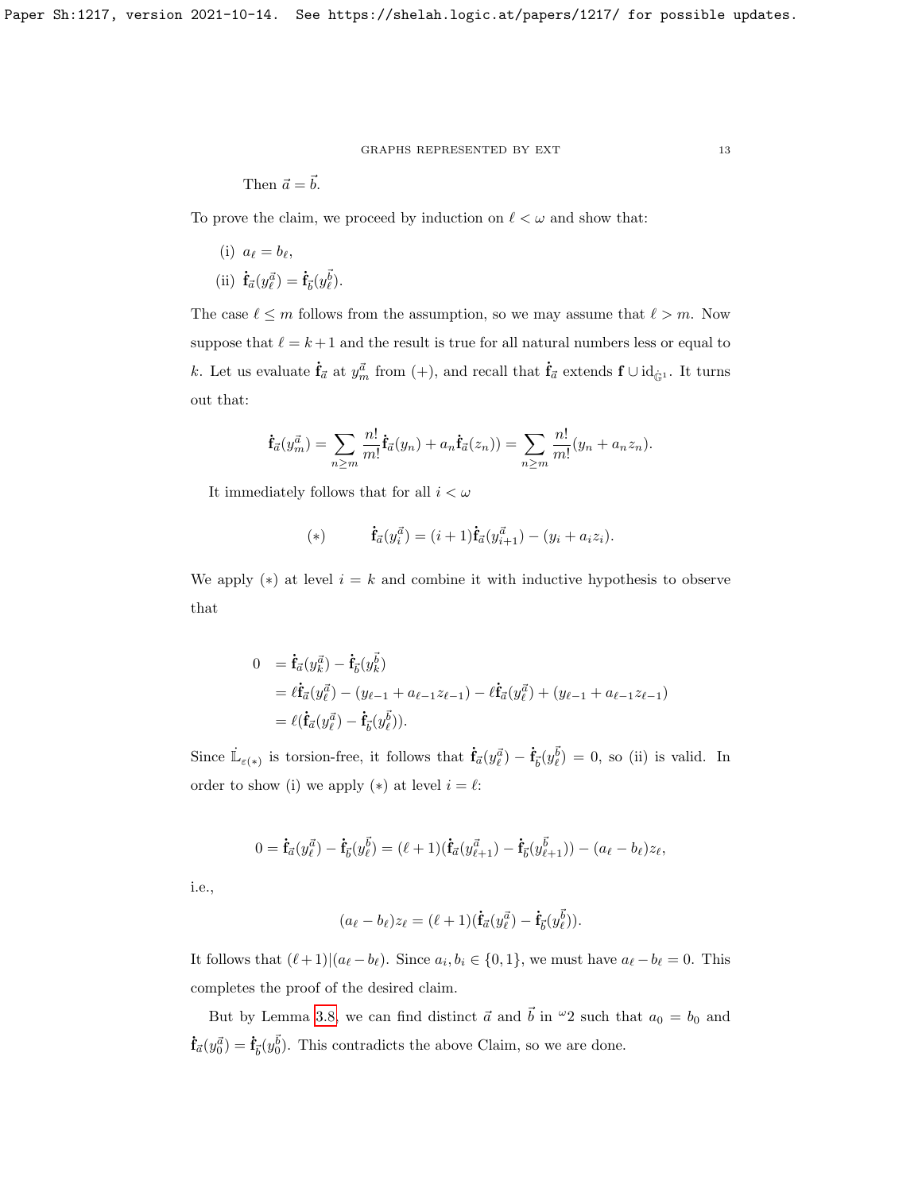Then $\vec{a} = \vec{b}$.

To prove the claim, we proceed by induction on $\ell < \omega$ and show that:

(i) $a_\ell = b_\ell$,

(ii) $\dot{\mathbf{f}}_{\vec{a}}(y^{\vec{a}}_\ell) = \dot{\mathbf{f}}_{\vec{b}}(y^{\vec{b}}_\ell)$.

The case $\ell \leq m$ follows from the assumption, so we may assume that $\ell > m$. Now suppose that $\ell = k+1$ and the result is true for all natural numbers less or equal to $k$. Let us evaluate $\dot{\mathbf{f}}_{\vec{a}}$ at $y^{\vec{a}}_m$ from (+), and recall that $\dot{\mathbf{f}}_{\vec{a}}$ extends $\mathbf{f} \cup \mathrm{id}_{\hat{\mathbb{G}}^1}$. It turns out that:

$$\dot{\mathbf{f}}_{\vec{a}}(y^{\vec{a}}_m) = \sum_{n \geq m} \frac{n!}{m!} \dot{\mathbf{f}}_{\vec{a}}(y_n) + a_n \dot{\mathbf{f}}_{\vec{a}}(z_n)) = \sum_{n \geq m} \frac{n!}{m!}(y_n + a_n z_n).$$

It immediately follows that for all $i < \omega$

$$(*) \qquad \dot{\mathbf{f}}_{\vec{a}}(y^{\vec{a}}_i) = (i+1)\dot{\mathbf{f}}_{\vec{a}}(y^{\vec{a}}_{i+1}) - (y_i + a_i z_i).$$

We apply $(*)$ at level $i = k$ and combine it with inductive hypothesis to observe that

$$\begin{aligned} 0 &= \dot{\mathbf{f}}_{\vec{a}}(y^{\vec{a}}_k) - \dot{\mathbf{f}}_{\vec{b}}(y^{\vec{b}}_k) \\ &= \ell\dot{\mathbf{f}}_{\vec{a}}(y^{\vec{a}}_\ell) - (y_{\ell-1} + a_{\ell-1}z_{\ell-1}) - \ell\dot{\mathbf{f}}_{\vec{a}}(y^{\vec{a}}_\ell) + (y_{\ell-1} + a_{\ell-1}z_{\ell-1}) \\ &= \ell(\dot{\mathbf{f}}_{\vec{a}}(y^{\vec{a}}_\ell) - \dot{\mathbf{f}}_{\vec{b}}(y^{\vec{b}}_\ell)). \end{aligned}$$

Since $\dot{\mathbb{L}}_{\varepsilon(*)}$ is torsion-free, it follows that $\dot{\mathbf{f}}_{\vec{a}}(y^{\vec{a}}_\ell) - \dot{\mathbf{f}}_{\vec{b}}(y^{\vec{b}}_\ell) = 0$, so (ii) is valid. In order to show (i) we apply $(*)$ at level $i = \ell$:

$$0 = \dot{\mathbf{f}}_{\vec{a}}(y^{\vec{a}}_\ell) - \dot{\mathbf{f}}_{\vec{b}}(y^{\vec{b}}_\ell) = (\ell+1)(\dot{\mathbf{f}}_{\vec{a}}(y^{\vec{a}}_{\ell+1}) - \dot{\mathbf{f}}_{\vec{b}}(y^{\vec{b}}_{\ell+1})) - (a_\ell - b_\ell)z_\ell,$$

i.e.,

$$(a_\ell - b_\ell)z_\ell = (\ell+1)(\dot{\mathbf{f}}_{\vec{a}}(y^{\vec{a}}_\ell) - \dot{\mathbf{f}}_{\vec{b}}(y^{\vec{b}}_\ell)).$$

It follows that $(\ell+1)|(a_\ell - b_\ell)$. Since $a_i, b_i \in \{0, 1\}$, we must have $a_\ell - b_\ell = 0$. This completes the proof of the desired claim.

But by Lemma 3.8, we can find distinct $\vec{a}$ and $\vec{b}$ in ${}^\omega 2$ such that $a_0 = b_0$ and $\dot{\mathbf{f}}_{\vec{a}}(y^{\vec{a}}_0) = \dot{\mathbf{f}}_{\vec{b}}(y^{\vec{b}}_0)$. This contradicts the above Claim, so we are done.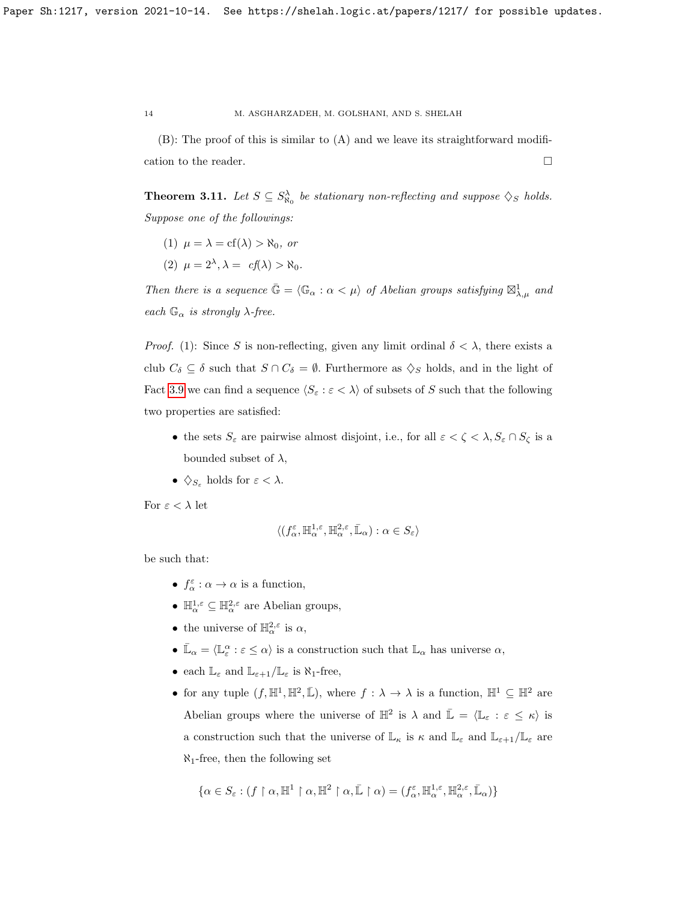(B): The proof of this is similar to (A) and we leave its straightforward modification to the reader. □

**Theorem 3.11.** *Let $S \subseteq S^{\lambda}_{\aleph_0}$ be stationary non-reflecting and suppose $\diamondsuit_S$ holds. Suppose one of the followings:*

1. $\mu = \lambda = \mathrm{cf}(\lambda) > \aleph_0$, *or*
2. $\mu = 2^{\lambda}, \lambda = \mathrm{cf}(\lambda) > \aleph_0$.

*Then there is a sequence $\bar{\mathbb{G}} = \langle \mathbb{G}_\alpha : \alpha < \mu \rangle$ of Abelian groups satisfying $\boxtimes^1_{\lambda,\mu}$ and each $\mathbb{G}_\alpha$ is strongly $\lambda$-free.*

*Proof.* (1): Since $S$ is non-reflecting, given any limit ordinal $\delta < \lambda$, there exists a club $C_\delta \subseteq \delta$ such that $S \cap C_\delta = \emptyset$. Furthermore as $\diamondsuit_S$ holds, and in the light of Fact 3.9 we can find a sequence $\langle S_\varepsilon : \varepsilon < \lambda \rangle$ of subsets of $S$ such that the following two properties are satisfied:

- the sets $S_\varepsilon$ are pairwise almost disjoint, i.e., for all $\varepsilon < \zeta < \lambda, S_\varepsilon \cap S_\zeta$ is a bounded subset of $\lambda$,
- $\diamondsuit_{S_\varepsilon}$ holds for $\varepsilon < \lambda$.

For $\varepsilon < \lambda$ let

$$\langle (f^{\varepsilon}_{\alpha}, \mathbb{H}^{1,\varepsilon}_{\alpha}, \mathbb{H}^{2,\varepsilon}_{\alpha}, \bar{\mathbb{L}}_\alpha) : \alpha \in S_\varepsilon \rangle$$

be such that:

- $f^{\varepsilon}_{\alpha} : \alpha \to \alpha$ is a function,
- $\mathbb{H}^{1,\varepsilon}_{\alpha} \subseteq \mathbb{H}^{2,\varepsilon}_{\alpha}$ are Abelian groups,
- the universe of $\mathbb{H}^{2,\varepsilon}_{\alpha}$ is $\alpha$,
- $\bar{\mathbb{L}}_\alpha = \langle \mathbb{L}^{\alpha}_{\varepsilon} : \varepsilon \leq \alpha \rangle$ is a construction such that $\mathbb{L}_\alpha$ has universe $\alpha$,
- each $\mathbb{L}_\varepsilon$ and $\mathbb{L}_{\varepsilon+1}/\mathbb{L}_\varepsilon$ is $\aleph_1$-free,
- for any tuple $(f, \mathbb{H}^1, \mathbb{H}^2, \bar{\mathbb{L}})$, where $f : \lambda \to \lambda$ is a function, $\mathbb{H}^1 \subseteq \mathbb{H}^2$ are Abelian groups where the universe of $\mathbb{H}^2$ is $\lambda$ and $\bar{\mathbb{L}} = \langle \mathbb{L}_\varepsilon : \varepsilon \leq \kappa \rangle$ is a construction such that the universe of $\mathbb{L}_\kappa$ is $\kappa$ and $\mathbb{L}_\varepsilon$ and $\mathbb{L}_{\varepsilon+1}/\mathbb{L}_\varepsilon$ are $\aleph_1$-free, then the following set

$$\{\alpha \in S_\varepsilon : (f \restriction \alpha, \mathbb{H}^1 \restriction \alpha, \mathbb{H}^2 \restriction \alpha, \bar{\mathbb{L}} \restriction \alpha) = (f^{\varepsilon}_{\alpha}, \mathbb{H}^{1,\varepsilon}_{\alpha}, \mathbb{H}^{2,\varepsilon}_{\alpha}, \bar{\mathbb{L}}_\alpha)\}$$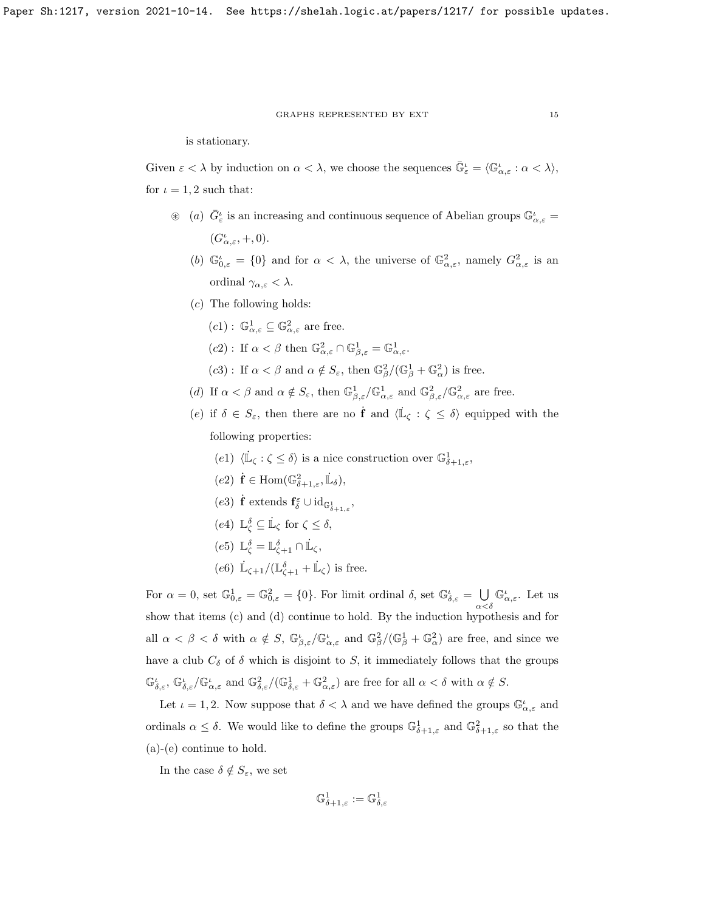is stationary.

Given $\varepsilon < \lambda$ by induction on $\alpha < \lambda$, we choose the sequences $\bar{\mathbb{G}}^\iota_\varepsilon = \langle \mathbb{G}^\iota_{\alpha,\varepsilon} : \alpha < \lambda \rangle$, for $\iota = 1, 2$ such that:

⊛ (a) $\bar{G}^\iota_\varepsilon$ is an increasing and continuous sequence of Abelian groups $\mathbb{G}^\iota_{\alpha,\varepsilon} = (G^\iota_{\alpha,\varepsilon}, +, 0)$.

(b) $\mathbb{G}^\iota_{0,\varepsilon} = \{0\}$ and for $\alpha < \lambda$, the universe of $\mathbb{G}^2_{\alpha,\varepsilon}$, namely $G^2_{\alpha,\varepsilon}$ is an ordinal $\gamma_{\alpha,\varepsilon} < \lambda$.

(c) The following holds:

(c1) : $\mathbb{G}^1_{\alpha,\varepsilon} \subseteq \mathbb{G}^2_{\alpha,\varepsilon}$ are free.

(c2) : If $\alpha < \beta$ then $\mathbb{G}^2_{\alpha,\varepsilon} \cap \mathbb{G}^1_{\beta,\varepsilon} = \mathbb{G}^1_{\alpha,\varepsilon}$.

(c3) : If $\alpha < \beta$ and $\alpha \notin S_\varepsilon$, then $\mathbb{G}^2_\beta / (\mathbb{G}^1_\beta + \mathbb{G}^2_\alpha)$ is free.

(d) If $\alpha < \beta$ and $\alpha \notin S_\varepsilon$, then $\mathbb{G}^1_{\beta,\varepsilon}/\mathbb{G}^1_{\alpha,\varepsilon}$ and $\mathbb{G}^2_{\beta,\varepsilon}/\mathbb{G}^2_{\alpha,\varepsilon}$ are free.

(e) if $\delta \in S_\varepsilon$, then there are no $\dot{\mathbf{f}}$ and $\langle \dot{\mathbb{L}}_\zeta : \zeta \le \delta \rangle$ equipped with the following properties:

(e1) $\langle \dot{\mathbb{L}}_\zeta : \zeta \le \delta \rangle$ is a nice construction over $\mathbb{G}^1_{\delta+1,\varepsilon}$,

(e2) $\dot{\mathbf{f}} \in \operatorname{Hom}(\mathbb{G}^2_{\delta+1,\varepsilon}, \dot{\mathbb{L}}_\delta)$,

(e3) $\dot{\mathbf{f}}$ extends $\mathbf{f}^\varepsilon_\delta \cup \mathrm{id}_{\mathbb{G}^1_{\delta+1,\varepsilon}}$,

(e4) $\mathbb{L}^\delta_\zeta \subseteq \dot{\mathbb{L}}_\zeta$ for $\zeta \le \delta$,

(e5) $\mathbb{L}^\delta_\zeta = \mathbb{L}^\delta_{\zeta+1} \cap \dot{\mathbb{L}}_\zeta$,

(e6) $\dot{\mathbb{L}}_{\zeta+1}/(\mathbb{L}^\delta_{\zeta+1} + \dot{\mathbb{L}}_\zeta)$ is free.

For $\alpha = 0$, set $\mathbb{G}^1_{0,\varepsilon} = \mathbb{G}^2_{0,\varepsilon} = \{0\}$. For limit ordinal $\delta$, set $\mathbb{G}^\iota_{\delta,\varepsilon} = \bigcup\limits_{\alpha<\delta} \mathbb{G}^\iota_{\alpha,\varepsilon}$. Let us show that items (c) and (d) continue to hold. By the induction hypothesis and for all $\alpha < \beta < \delta$ with $\alpha \notin S$, $\mathbb{G}^\iota_{\beta,\varepsilon}/\mathbb{G}^\iota_{\alpha,\varepsilon}$ and $\mathbb{G}^2_\beta/(\mathbb{G}^1_\beta + \mathbb{G}^2_\alpha)$ are free, and since we have a club $C_\delta$ of $\delta$ which is disjoint to $S$, it immediately follows that the groups $\mathbb{G}^\iota_{\delta,\varepsilon}$, $\mathbb{G}^\iota_{\delta,\varepsilon}/\mathbb{G}^\iota_{\alpha,\varepsilon}$ and $\mathbb{G}^2_{\delta,\varepsilon}/(\mathbb{G}^1_{\delta,\varepsilon} + \mathbb{G}^2_{\alpha,\varepsilon})$ are free for all $\alpha < \delta$ with $\alpha \notin S$.

Let $\iota = 1, 2$. Now suppose that $\delta < \lambda$ and we have defined the groups $\mathbb{G}^\iota_{\alpha,\varepsilon}$ and ordinals $\alpha \le \delta$. We would like to define the groups $\mathbb{G}^1_{\delta+1,\varepsilon}$ and $\mathbb{G}^2_{\delta+1,\varepsilon}$ so that the (a)-(e) continue to hold.

In the case $\delta \notin S_\varepsilon$, we set

$$\mathbb{G}^1_{\delta+1,\varepsilon} := \mathbb{G}^1_{\delta,\varepsilon}$$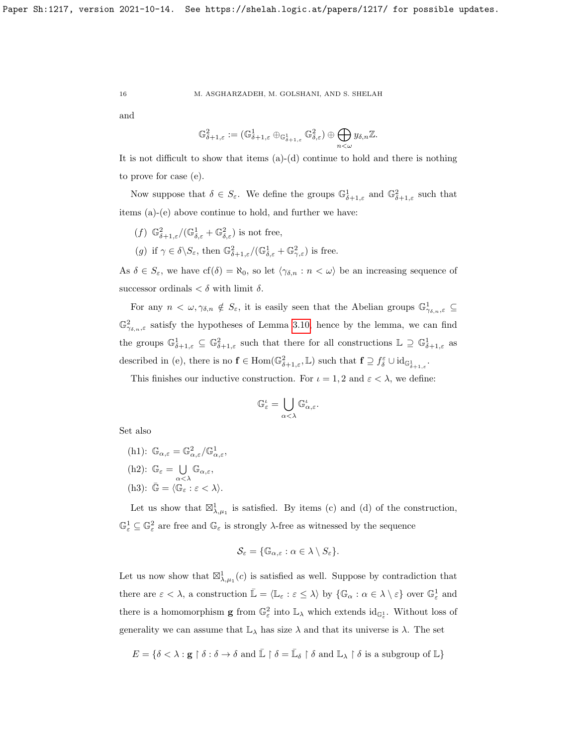and

$$\mathbb{G}^2_{\delta+1,\varepsilon} := (\mathbb{G}^1_{\delta+1,\varepsilon} \oplus_{\mathbb{G}^1_{\delta+1,\varepsilon}} \mathbb{G}^2_{\delta,\varepsilon}) \oplus \bigoplus_{n<\omega} y_{\delta,n}\mathbb{Z}.$$

It is not difficult to show that items (a)-(d) continue to hold and there is nothing to prove for case (e).

Now suppose that $\delta \in S_\varepsilon$. We define the groups $\mathbb{G}^1_{\delta+1,\varepsilon}$ and $\mathbb{G}^2_{\delta+1,\varepsilon}$ such that items (a)-(e) above continue to hold, and further we have:

- $(f)$ $\mathbb{G}^2_{\delta+1,\varepsilon}/(\mathbb{G}^1_{\delta,\varepsilon} + \mathbb{G}^2_{\delta,\varepsilon})$ is not free,
- $(g)$ if $\gamma \in \delta \backslash S_\varepsilon$, then $\mathbb{G}^2_{\delta+1,\varepsilon}/(\mathbb{G}^1_{\delta,\varepsilon} + \mathbb{G}^2_{\gamma,\varepsilon})$ is free.

As $\delta \in S_\varepsilon$, we have $\mathrm{cf}(\delta) = \aleph_0$, so let $\langle \gamma_{\delta,n} : n < \omega \rangle$ be an increasing sequence of successor ordinals $< \delta$ with limit $\delta$.

For any $n < \omega, \gamma_{\delta,n} \notin S_\varepsilon$, it is easily seen that the Abelian groups $\mathbb{G}^1_{\gamma_{\delta,n},\varepsilon} \subseteq \mathbb{G}^2_{\gamma_{\delta,n},\varepsilon}$ satisfy the hypotheses of Lemma 3.10, hence by the lemma, we can find the groups $\mathbb{G}^1_{\delta+1,\varepsilon} \subseteq \mathbb{G}^2_{\delta+1,\varepsilon}$ such that there for all constructions $\mathbb{L} \supseteq \mathbb{G}^1_{\delta+1,\varepsilon}$ as described in (e), there is no $\mathbf{f} \in \mathrm{Hom}(\mathbb{G}^2_{\delta+1,\varepsilon}, \mathbb{L})$ such that $\mathbf{f} \supseteq f^\varepsilon_\delta \cup \mathrm{id}_{\mathbb{G}^1_{\delta+1,\varepsilon}}$.

This finishes our inductive construction. For $\iota = 1, 2$ and $\varepsilon < \lambda$, we define:

$$\mathbb{G}^\iota_\varepsilon = \bigcup_{\alpha<\lambda} \mathbb{G}^\iota_{\alpha,\varepsilon}.$$

Set also

- (h1): $\mathbb{G}_{\alpha,\varepsilon} = \mathbb{G}^2_{\alpha,\varepsilon}/\mathbb{G}^1_{\alpha,\varepsilon}$,
- (h2): $\mathbb{G}_\varepsilon = \bigcup\limits_{\alpha<\lambda} \mathbb{G}_{\alpha,\varepsilon}$,
- (h3): $\bar{\mathbb{G}} = \langle \mathbb{G}_\varepsilon : \varepsilon < \lambda \rangle$.

Let us show that $\boxtimes^1_{\lambda,\mu_1}$ is satisfied. By items (c) and (d) of the construction, $\mathbb{G}^1_\varepsilon \subseteq \mathbb{G}^2_\varepsilon$ are free and $\mathbb{G}_\varepsilon$ is strongly $\lambda$-free as witnessed by the sequence

$$\mathcal{S}_\varepsilon = \{\mathbb{G}_{\alpha,\varepsilon} : \alpha \in \lambda \setminus S_\varepsilon\}.$$

Let us now show that $\boxtimes^1_{\lambda,\mu_1}(c)$ is satisfied as well. Suppose by contradiction that there are $\varepsilon < \lambda$, a construction $\bar{\mathbb{L}} = \langle \mathbb{L}_\varepsilon : \varepsilon \leq \lambda \rangle$ by $\{\mathbb{G}_\alpha : \alpha \in \lambda \setminus \varepsilon\}$ over $\mathbb{G}^1_\varepsilon$ and there is a homomorphism $\mathbf{g}$ from $\mathbb{G}^2_\varepsilon$ into $\mathbb{L}_\lambda$ which extends $\mathrm{id}_{\mathbb{G}^1_\varepsilon}$. Without loss of generality we can assume that $\mathbb{L}_\lambda$ has size $\lambda$ and that its universe is $\lambda$. The set

$$E = \{\delta < \lambda : \mathbf{g} \restriction \delta : \delta \to \delta \text{ and } \bar{\mathbb{L}} \restriction \delta = \bar{\mathbb{L}}_\delta \restriction \delta \text{ and } \mathbb{L}_\lambda \restriction \delta \text{ is a subgroup of } \mathbb{L}\}$$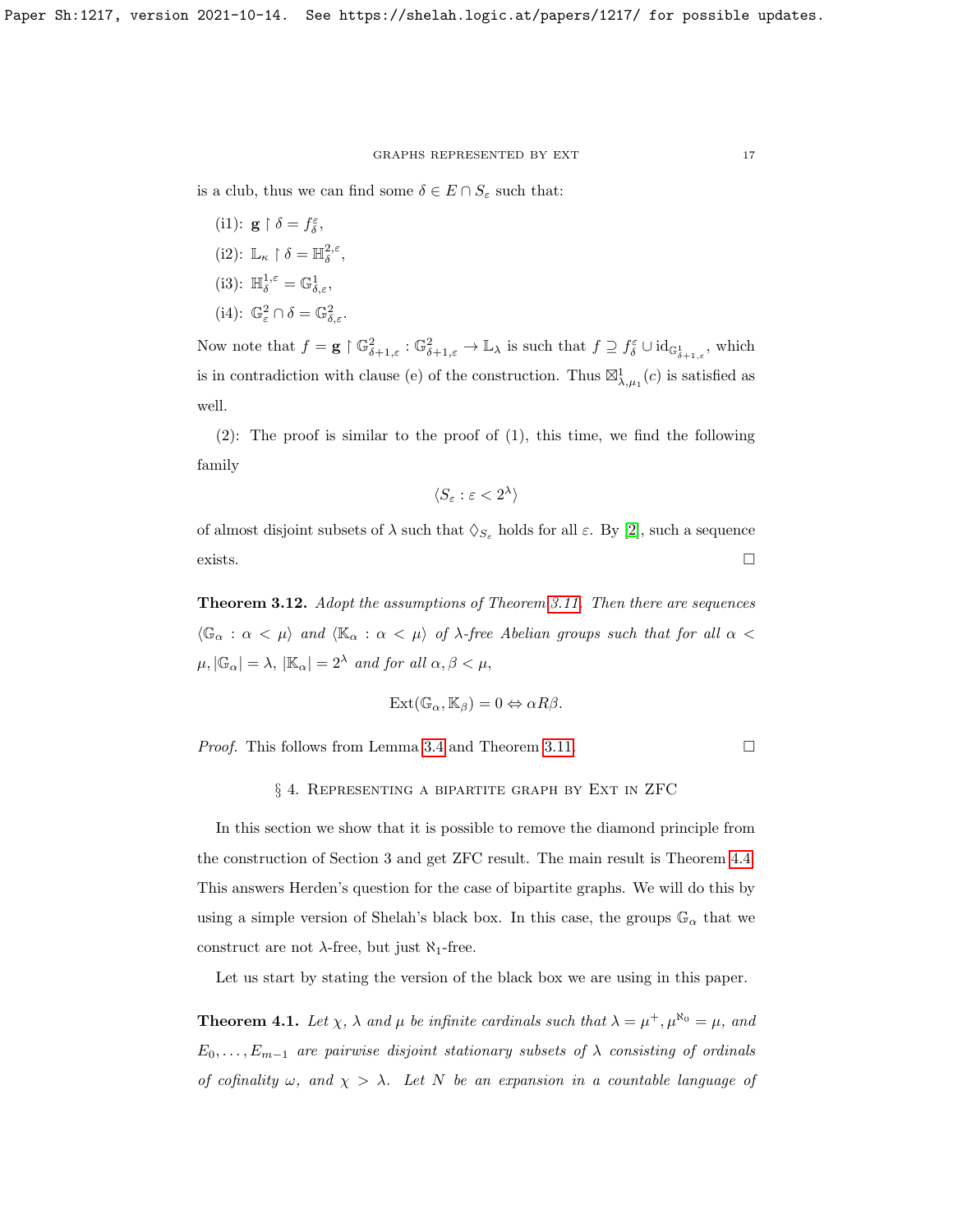is a club, thus we can find some $\delta \in E \cap S_\varepsilon$ such that:

(i1): $\mathbf{g} \restriction \delta = f^\varepsilon_\delta$,

(i2): $\mathbb{L}_\kappa \restriction \delta = \mathbb{H}^{2,\varepsilon}_\delta$,

(i3): $\mathbb{H}^{1,\varepsilon}_\delta = \mathbb{G}^1_{\delta,\varepsilon}$,

(i4): $\mathbb{G}^2_\varepsilon \cap \delta = \mathbb{G}^2_{\delta,\varepsilon}$.

Now note that $f = \mathbf{g} \restriction \mathbb{G}^2_{\delta+1,\varepsilon} : \mathbb{G}^2_{\delta+1,\varepsilon} \to \mathbb{L}_\lambda$ is such that $f \supseteq f^\varepsilon_\delta \cup \mathrm{id}_{\mathbb{G}^1_{\delta+1,\varepsilon}}$, which is in contradiction with clause (e) of the construction. Thus $\boxtimes^1_{\lambda,\mu_1}(c)$ is satisfied as well.

(2): The proof is similar to the proof of (1), this time, we find the following family

$$\langle S_\varepsilon : \varepsilon < 2^\lambda \rangle$$

of almost disjoint subsets of $\lambda$ such that $\diamondsuit_{S_\varepsilon}$ holds for all $\varepsilon$. By [2], such a sequence exists. $\square$

**Theorem 3.12.** *Adopt the assumptions of Theorem 3.11. Then there are sequences $\langle \mathbb{G}_\alpha : \alpha < \mu \rangle$ and $\langle \mathbb{K}_\alpha : \alpha < \mu \rangle$ of $\lambda$-free Abelian groups such that for all $\alpha < \mu$, $|\mathbb{G}_\alpha| = \lambda$, $|\mathbb{K}_\alpha| = 2^\lambda$ and for all $\alpha, \beta < \mu$,*

$$\mathrm{Ext}(\mathbb{G}_\alpha, \mathbb{K}_\beta) = 0 \Leftrightarrow \alpha R \beta.$$

*Proof.* This follows from Lemma 3.4 and Theorem 3.11. $\square$

## § 4. Representing a bipartite graph by Ext in ZFC

In this section we show that it is possible to remove the diamond principle from the construction of Section 3 and get ZFC result. The main result is Theorem 4.4. This answers Herden's question for the case of bipartite graphs. We will do this by using a simple version of Shelah's black box. In this case, the groups $\mathbb{G}_\alpha$ that we construct are not $\lambda$-free, but just $\aleph_1$-free.

Let us start by stating the version of the black box we are using in this paper.

**Theorem 4.1.** *Let $\chi$, $\lambda$ and $\mu$ be infinite cardinals such that $\lambda = \mu^+, \mu^{\aleph_0} = \mu$, and $E_0, \ldots, E_{m-1}$ are pairwise disjoint stationary subsets of $\lambda$ consisting of ordinals of cofinality $\omega$, and $\chi > \lambda$. Let $N$ be an expansion in a countable language of*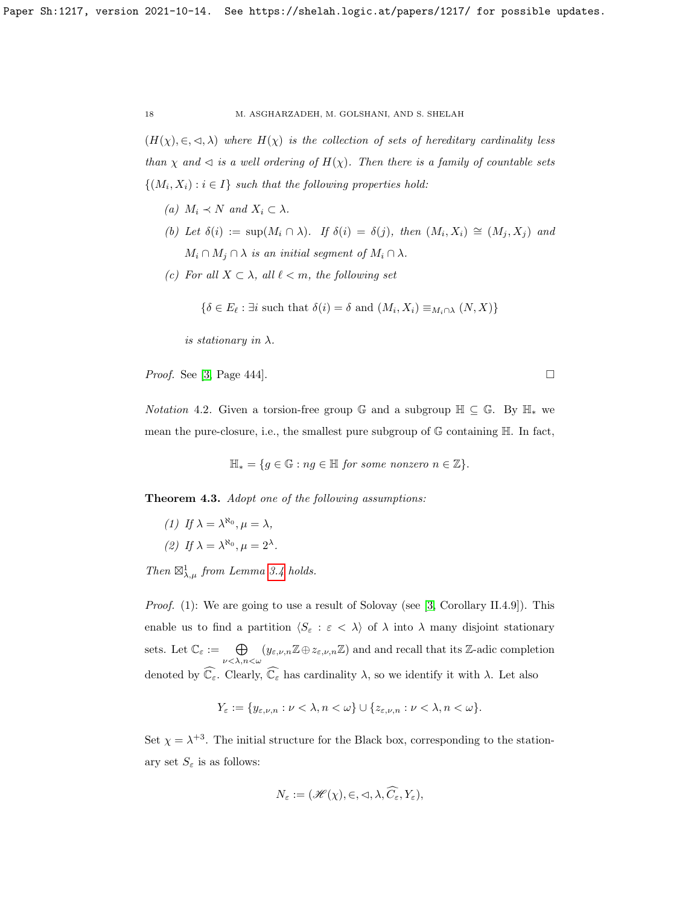$(H(\chi), \in, \lhd, \lambda)$ *where* $H(\chi)$ *is the collection of sets of hereditary cardinality less than* $\chi$ *and* $\lhd$ *is a well ordering of* $H(\chi)$. *Then there is a family of countable sets* $\{(M_i, X_i) : i \in I\}$ *such that the following properties hold:*

(a) $M_i \prec N$ *and* $X_i \subset \lambda$.

(b) *Let* $\delta(i) := \sup(M_i \cap \lambda)$. *If* $\delta(i) = \delta(j)$, *then* $(M_i, X_i) \cong (M_j, X_j)$ *and* $M_i \cap M_j \cap \lambda$ *is an initial segment of* $M_i \cap \lambda$.

(c) *For all* $X \subset \lambda$, *all* $\ell < m$, *the following set*

$$\{\delta \in E_\ell : \exists i \text{ such that } \delta(i) = \delta \text{ and } (M_i, X_i) \equiv_{M_i \cap \lambda} (N, X)\}$$

*is stationary in* $\lambda$.

*Proof.* See [3, Page 444]. □

*Notation* 4.2. Given a torsion-free group $\mathbb{G}$ and a subgroup $\mathbb{H} \subseteq \mathbb{G}$. By $\mathbb{H}_*$ we mean the pure-closure, i.e., the smallest pure subgroup of $\mathbb{G}$ containing $\mathbb{H}$. In fact,

$$\mathbb{H}_* = \{g \in \mathbb{G} : ng \in \mathbb{H} \textit{ for some nonzero } n \in \mathbb{Z}\}.$$

**Theorem 4.3.** *Adopt one of the following assumptions:*

(1) *If* $\lambda = \lambda^{\aleph_0}, \mu = \lambda$,

(2) *If* $\lambda = \lambda^{\aleph_0}, \mu = 2^\lambda$.

*Then* $\boxtimes^1_{\lambda,\mu}$ *from Lemma 3.4 holds.*

*Proof.* (1): We are going to use a result of Solovay (see [3, Corollary II.4.9]). This enable us to find a partition $\langle S_\varepsilon : \varepsilon < \lambda \rangle$ of $\lambda$ into $\lambda$ many disjoint stationary sets. Let $\mathbb{C}_\varepsilon := \bigoplus_{\nu<\lambda, n<\omega} (y_{\varepsilon,\nu,n}\mathbb{Z} \oplus z_{\varepsilon,\nu,n}\mathbb{Z})$ and and recall that its $\mathbb{Z}$-adic completion denoted by $\widehat{\mathbb{C}_\varepsilon}$. Clearly, $\widehat{\mathbb{C}_\varepsilon}$ has cardinality $\lambda$, so we identify it with $\lambda$. Let also

$$Y_\varepsilon := \{y_{\varepsilon,\nu,n} : \nu < \lambda, n < \omega\} \cup \{z_{\varepsilon,\nu,n} : \nu < \lambda, n < \omega\}.$$

Set $\chi = \lambda^{+3}$. The initial structure for the Black box, corresponding to the stationary set $S_\varepsilon$ is as follows:

$$N_\varepsilon := (\mathscr{H}(\chi), \in, \lhd, \lambda, \widehat{C_\varepsilon}, Y_\varepsilon),$$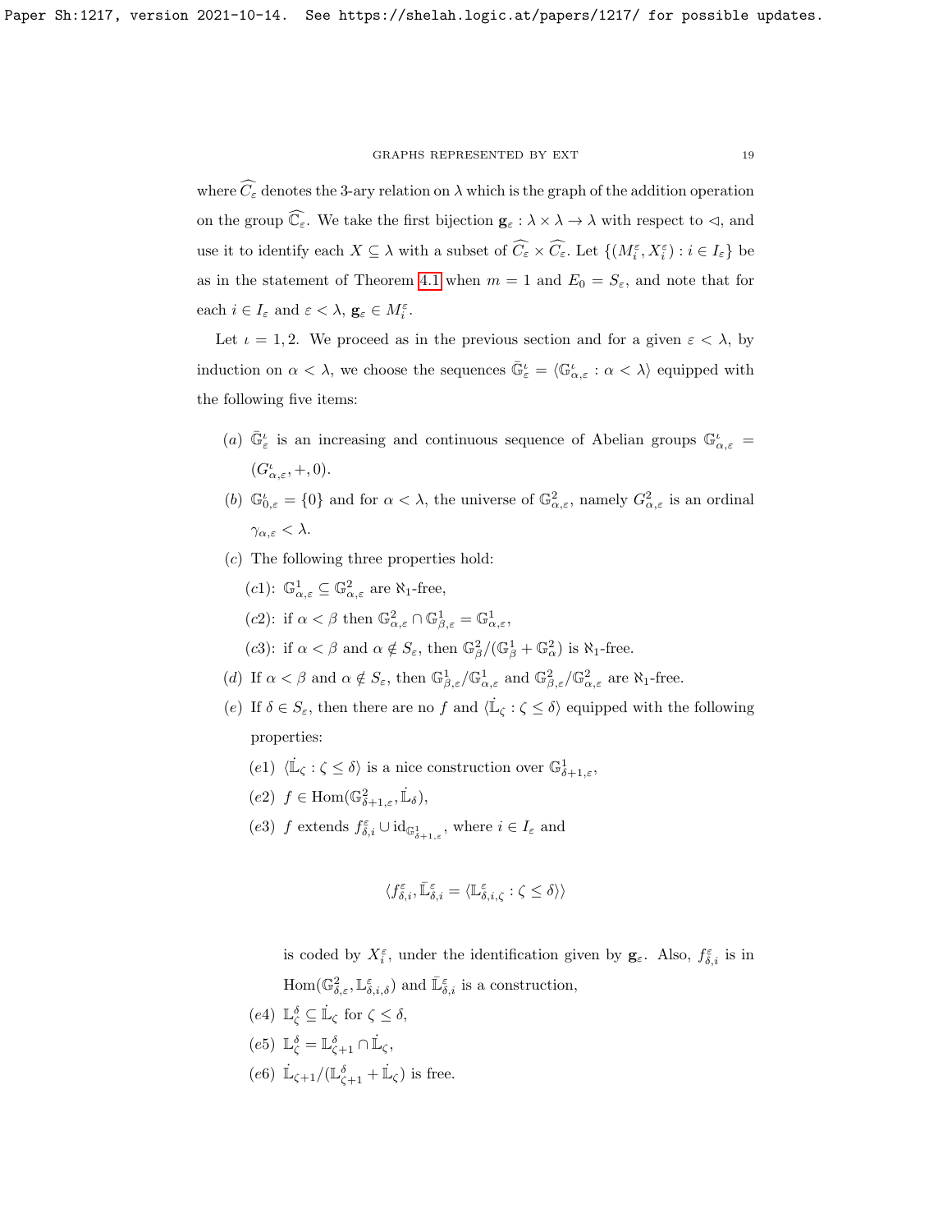where $\widehat{C_\varepsilon}$ denotes the 3-ary relation on $\lambda$ which is the graph of the addition operation on the group $\widehat{\mathbb{C}_\varepsilon}$. We take the first bijection $\mathbf{g}_\varepsilon : \lambda \times \lambda \to \lambda$ with respect to $\lhd$, and use it to identify each $X \subseteq \lambda$ with a subset of $\widehat{C_\varepsilon} \times \widehat{C_\varepsilon}$. Let $\{(M_i^\varepsilon, X_i^\varepsilon) : i \in I_\varepsilon\}$ be as in the statement of Theorem 4.1 when $m = 1$ and $E_0 = S_\varepsilon$, and note that for each $i \in I_\varepsilon$ and $\varepsilon < \lambda$, $\mathbf{g}_\varepsilon \in M_i^\varepsilon$.

Let $\iota = 1, 2$. We proceed as in the previous section and for a given $\varepsilon < \lambda$, by induction on $\alpha < \lambda$, we choose the sequences $\bar{\mathbb{G}}_\varepsilon^\iota = \langle \mathbb{G}_{\alpha,\varepsilon}^\iota : \alpha < \lambda \rangle$ equipped with the following five items:

- $(a)$ $\bar{\mathbb{G}}_\varepsilon^\iota$ is an increasing and continuous sequence of Abelian groups $\mathbb{G}_{\alpha,\varepsilon}^\iota = (G_{\alpha,\varepsilon}^\iota, +, 0)$.
- $(b)$ $\mathbb{G}_{0,\varepsilon}^\iota = \{0\}$ and for $\alpha < \lambda$, the universe of $\mathbb{G}_{\alpha,\varepsilon}^2$, namely $G_{\alpha,\varepsilon}^2$ is an ordinal $\gamma_{\alpha,\varepsilon} < \lambda$.
- $(c)$ The following three properties hold:
  - $(c1)$: $\mathbb{G}_{\alpha,\varepsilon}^1 \subseteq \mathbb{G}_{\alpha,\varepsilon}^2$ are $\aleph_1$-free,
  - $(c2)$: if $\alpha < \beta$ then $\mathbb{G}_{\alpha,\varepsilon}^2 \cap \mathbb{G}_{\beta,\varepsilon}^1 = \mathbb{G}_{\alpha,\varepsilon}^1$,
  - $(c3)$: if $\alpha < \beta$ and $\alpha \notin S_\varepsilon$, then $\mathbb{G}_\beta^2/(\mathbb{G}_\beta^1 + \mathbb{G}_\alpha^2)$ is $\aleph_1$-free.
- $(d)$ If $\alpha < \beta$ and $\alpha \notin S_\varepsilon$, then $\mathbb{G}_{\beta,\varepsilon}^1/\mathbb{G}_{\alpha,\varepsilon}^1$ and $\mathbb{G}_{\beta,\varepsilon}^2/\mathbb{G}_{\alpha,\varepsilon}^2$ are $\aleph_1$-free.
- $(e)$ If $\delta \in S_\varepsilon$, then there are no $f$ and $\langle \dot{\mathbb{L}}_\zeta : \zeta \leq \delta \rangle$ equipped with the following properties:
  - $(e1)$ $\langle \dot{\mathbb{L}}_\zeta : \zeta \leq \delta \rangle$ is a nice construction over $\mathbb{G}_{\delta+1,\varepsilon}^1$,
  - $(e2)$ $f \in \mathrm{Hom}(\mathbb{G}_{\delta+1,\varepsilon}^2, \dot{\mathbb{L}}_\delta)$,
  - $(e3)$ $f$ extends $f_{\delta,i}^\varepsilon \cup \mathrm{id}_{\mathbb{G}_{\delta+1,\varepsilon}^1}$, where $i \in I_\varepsilon$ and

    $$\langle f_{\delta,i}^\varepsilon, \bar{\mathbb{L}}_{\delta,i}^\varepsilon = \langle \mathbb{L}_{\delta,i,\zeta}^\varepsilon : \zeta \leq \delta \rangle \rangle$$

    is coded by $X_i^\varepsilon$, under the identification given by $\mathbf{g}_\varepsilon$. Also, $f_{\delta,i}^\varepsilon$ is in $\mathrm{Hom}(\mathbb{G}_{\delta,\varepsilon}^2, \mathbb{L}_{\delta,i,\delta}^\varepsilon)$ and $\bar{\mathbb{L}}_{\delta,i}^\varepsilon$ is a construction,
  - $(e4)$ $\mathbb{L}_\zeta^\delta \subseteq \dot{\mathbb{L}}_\zeta$ for $\zeta \leq \delta$,
  - $(e5)$ $\mathbb{L}_\zeta^\delta = \mathbb{L}_{\zeta+1}^\delta \cap \dot{\mathbb{L}}_\zeta$,
  - $(e6)$ $\dot{\mathbb{L}}_{\zeta+1}/(\mathbb{L}_{\zeta+1}^\delta + \dot{\mathbb{L}}_\zeta)$ is free.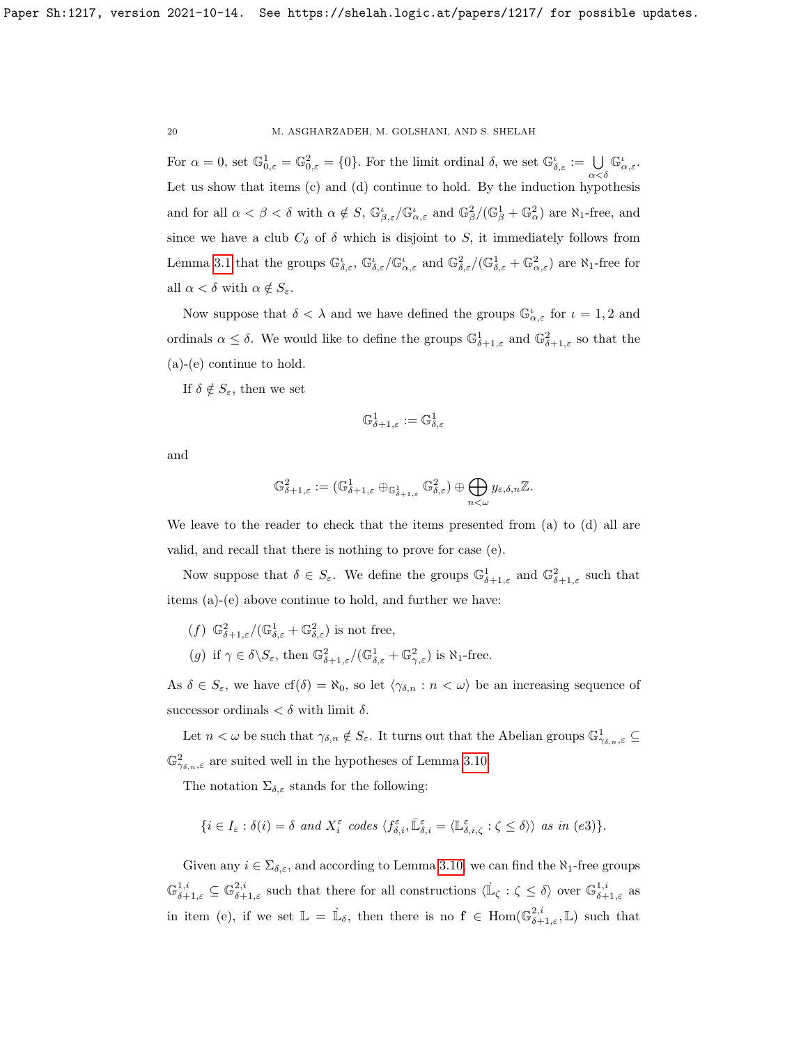For $\alpha = 0$, set $\mathbb{G}^1_{0,\varepsilon} = \mathbb{G}^2_{0,\varepsilon} = \{0\}$. For the limit ordinal $\delta$, we set $\mathbb{G}^\iota_{\delta,\varepsilon} := \bigcup_{\alpha<\delta} \mathbb{G}^\iota_{\alpha,\varepsilon}$. Let us show that items (c) and (d) continue to hold. By the induction hypothesis and for all $\alpha < \beta < \delta$ with $\alpha \notin S$, $\mathbb{G}^\iota_{\beta,\varepsilon}/\mathbb{G}^\iota_{\alpha,\varepsilon}$ and $\mathbb{G}^2_\beta/(\mathbb{G}^1_\beta + \mathbb{G}^2_\alpha)$ are $\aleph_1$-free, and since we have a club $C_\delta$ of $\delta$ which is disjoint to $S$, it immediately follows from Lemma 3.1 that the groups $\mathbb{G}^\iota_{\delta,\varepsilon}$, $\mathbb{G}^\iota_{\delta,\varepsilon}/\mathbb{G}^\iota_{\alpha,\varepsilon}$ and $\mathbb{G}^2_{\delta,\varepsilon}/(\mathbb{G}^1_{\delta,\varepsilon} + \mathbb{G}^2_{\alpha,\varepsilon})$ are $\aleph_1$-free for all $\alpha < \delta$ with $\alpha \notin S_\varepsilon$.

Now suppose that $\delta < \lambda$ and we have defined the groups $\mathbb{G}^\iota_{\alpha,\varepsilon}$ for $\iota = 1, 2$ and ordinals $\alpha \leq \delta$. We would like to define the groups $\mathbb{G}^1_{\delta+1,\varepsilon}$ and $\mathbb{G}^2_{\delta+1,\varepsilon}$ so that the (a)-(e) continue to hold.

If $\delta \notin S_\varepsilon$, then we set

$$\mathbb{G}^1_{\delta+1,\varepsilon} := \mathbb{G}^1_{\delta,\varepsilon}$$

and

$$\mathbb{G}^2_{\delta+1,\varepsilon} := (\mathbb{G}^1_{\delta+1,\varepsilon} \oplus_{\mathbb{G}^1_{\delta+1,\varepsilon}} \mathbb{G}^2_{\delta,\varepsilon}) \oplus \bigoplus_{n<\omega} y_{\varepsilon,\delta,n}\mathbb{Z}.$$

We leave to the reader to check that the items presented from (a) to (d) all are valid, and recall that there is nothing to prove for case (e).

Now suppose that $\delta \in S_\varepsilon$. We define the groups $\mathbb{G}^1_{\delta+1,\varepsilon}$ and $\mathbb{G}^2_{\delta+1,\varepsilon}$ such that items (a)-(e) above continue to hold, and further we have:

- $(f)$ $\mathbb{G}^2_{\delta+1,\varepsilon}/(\mathbb{G}^1_{\delta,\varepsilon} + \mathbb{G}^2_{\delta,\varepsilon})$ is not free,
- $(g)$ if $\gamma \in \delta \backslash S_\varepsilon$, then $\mathbb{G}^2_{\delta+1,\varepsilon}/(\mathbb{G}^1_{\delta,\varepsilon} + \mathbb{G}^2_{\gamma,\varepsilon})$ is $\aleph_1$-free.

As $\delta \in S_\varepsilon$, we have $\mathrm{cf}(\delta) = \aleph_0$, so let $\langle \gamma_{\delta,n} : n < \omega \rangle$ be an increasing sequence of successor ordinals $< \delta$ with limit $\delta$.

Let $n < \omega$ be such that $\gamma_{\delta,n} \notin S_\varepsilon$. It turns out that the Abelian groups $\mathbb{G}^1_{\gamma_{\delta,n},\varepsilon} \subseteq \mathbb{G}^2_{\gamma_{\delta,n},\varepsilon}$ are suited well in the hypotheses of Lemma 3.10.

The notation $\Sigma_{\delta,\varepsilon}$ stands for the following:

$$\{i \in I_\varepsilon : \delta(i) = \delta \textit{ and } X^\varepsilon_i \textit{ codes } \langle f^\varepsilon_{\delta,i}, \bar{\mathbb{L}}^\varepsilon_{\delta,i} = \langle \mathbb{L}^\varepsilon_{\delta,i,\zeta} : \zeta \leq \delta\rangle\rangle \textit{ as in (e3)}\}.$$

Given any $i \in \Sigma_{\delta,\varepsilon}$, and according to Lemma 3.10, we can find the $\aleph_1$-free groups $\mathbb{G}^{1,i}_{\delta+1,\varepsilon} \subseteq \mathbb{G}^{2,i}_{\delta+1,\varepsilon}$ such that there for all constructions $\langle \dot{\mathbb{L}}_\zeta : \zeta \leq \delta\rangle$ over $\mathbb{G}^{1,i}_{\delta+1,\varepsilon}$ as in item (e), if we set $\mathbb{L} = \dot{\mathbb{L}}_\delta$, then there is no $\mathbf{f} \in \mathrm{Hom}(\mathbb{G}^{2,i}_{\delta+1,\varepsilon}, \mathbb{L})$ such that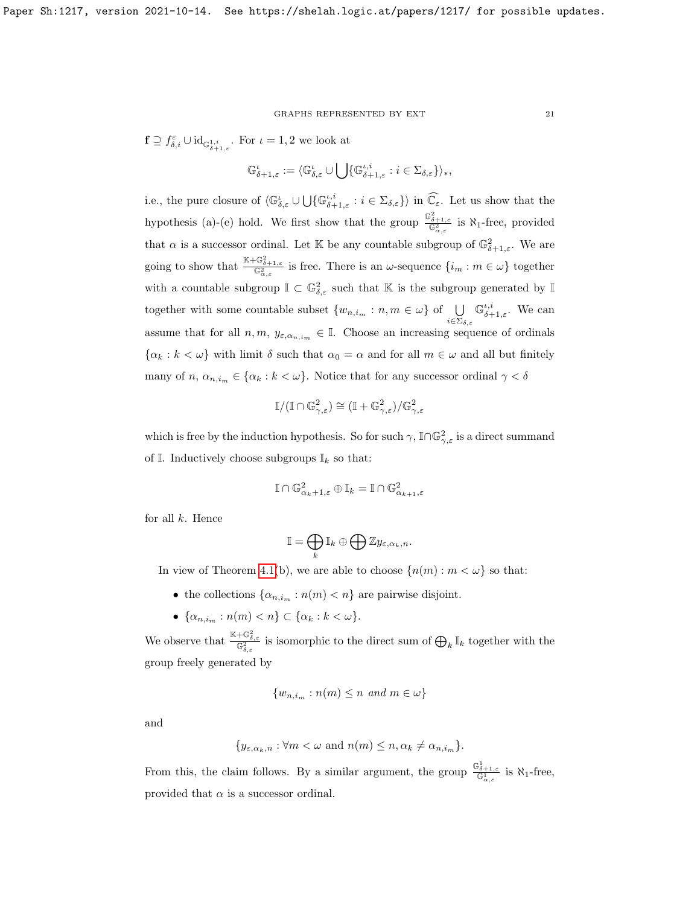$\mathbf{f} \supseteq f^{\varepsilon}_{\delta,i} \cup \mathrm{id}_{\mathbb{G}^{1,i}_{\delta+1,\varepsilon}}$. For $\iota = 1, 2$ we look at

$$\mathbb{G}^{\iota}_{\delta+1,\varepsilon} := \langle \mathbb{G}^{\iota}_{\delta,\varepsilon} \cup \bigcup \{\mathbb{G}^{\iota,i}_{\delta+1,\varepsilon} : i \in \Sigma_{\delta,\varepsilon}\}\rangle_*,$$

i.e., the pure closure of $\langle \mathbb{G}^{\iota}_{\delta,\varepsilon} \cup \bigcup \{\mathbb{G}^{\iota,i}_{\delta+1,\varepsilon} : i \in \Sigma_{\delta,\varepsilon}\}\rangle$ in $\widehat{\mathbb{C}_{\varepsilon}}$. Let us show that the hypothesis (a)-(e) hold. We first show that the group $\frac{\mathbb{G}^2_{\delta+1,\varepsilon}}{\mathbb{G}^2_{\alpha,\varepsilon}}$ is $\aleph_1$-free, provided that $\alpha$ is a successor ordinal. Let $\mathbb{K}$ be any countable subgroup of $\mathbb{G}^2_{\delta+1,\varepsilon}$. We are going to show that $\frac{\mathbb{K}+\mathbb{G}^2_{\delta+1,\varepsilon}}{\mathbb{G}^2_{\alpha,\varepsilon}}$ is free. There is an $\omega$-sequence $\{i_m : m \in \omega\}$ together with a countable subgroup $\mathbb{I} \subset \mathbb{G}^2_{\delta,\varepsilon}$ such that $\mathbb{K}$ is the subgroup generated by $\mathbb{I}$ together with some countable subset $\{w_{n,i_m} : n, m \in \omega\}$ of $\bigcup\limits_{i \in \Sigma_{\delta,\varepsilon}} \mathbb{G}^{\iota,i}_{\delta+1,\varepsilon}$. We can assume that for all $n, m$, $y_{\varepsilon,\alpha_{n,i_m}} \in \mathbb{I}$. Choose an increasing sequence of ordinals $\{\alpha_k : k < \omega\}$ with limit $\delta$ such that $\alpha_0 = \alpha$ and for all $m \in \omega$ and all but finitely many of $n$, $\alpha_{n,i_m} \in \{\alpha_k : k < \omega\}$. Notice that for any successor ordinal $\gamma < \delta$

$$\mathbb{I}/(\mathbb{I} \cap \mathbb{G}^2_{\gamma,\varepsilon}) \cong (\mathbb{I} + \mathbb{G}^2_{\gamma,\varepsilon})/\mathbb{G}^2_{\gamma,\varepsilon}$$

which is free by the induction hypothesis. So for such $\gamma$, $\mathbb{I} \cap \mathbb{G}^2_{\gamma,\varepsilon}$ is a direct summand of $\mathbb{I}$. Inductively choose subgroups $\mathbb{I}_k$ so that:

$$\mathbb{I} \cap \mathbb{G}^2_{\alpha_k+1,\varepsilon} \oplus \mathbb{I}_k = \mathbb{I} \cap \mathbb{G}^2_{\alpha_{k+1},\varepsilon}$$

for all $k$. Hence

$$\mathbb{I} = \bigoplus_k \mathbb{I}_k \oplus \bigoplus \mathbb{Z} y_{\varepsilon,\alpha_k,n}.$$

In view of Theorem 4.1(b), we are able to choose $\{n(m) : m < \omega\}$ so that:

- the collections $\{\alpha_{n,i_m} : n(m) < n\}$ are pairwise disjoint.
- $\{\alpha_{n,i_m} : n(m) < n\} \subset \{\alpha_k : k < \omega\}$.

We observe that $\frac{\mathbb{K}+\mathbb{G}^2_{\delta,\varepsilon}}{\mathbb{G}^2_{\delta,\varepsilon}}$ is isomorphic to the direct sum of $\bigoplus_k \mathbb{I}_k$ together with the group freely generated by

$$\{w_{n,i_m} : n(m) \leq n \text{ and } m \in \omega\}$$

and

$$\{y_{\varepsilon,\alpha_k,n} : \forall m < \omega \text{ and } n(m) \leq n, \alpha_k \neq \alpha_{n,i_m}\}.$$

From this, the claim follows. By a similar argument, the group $\frac{\mathbb{G}^1_{\delta+1,\varepsilon}}{\mathbb{G}^1_{\alpha,\varepsilon}}$ is $\aleph_1$-free, provided that $\alpha$ is a successor ordinal.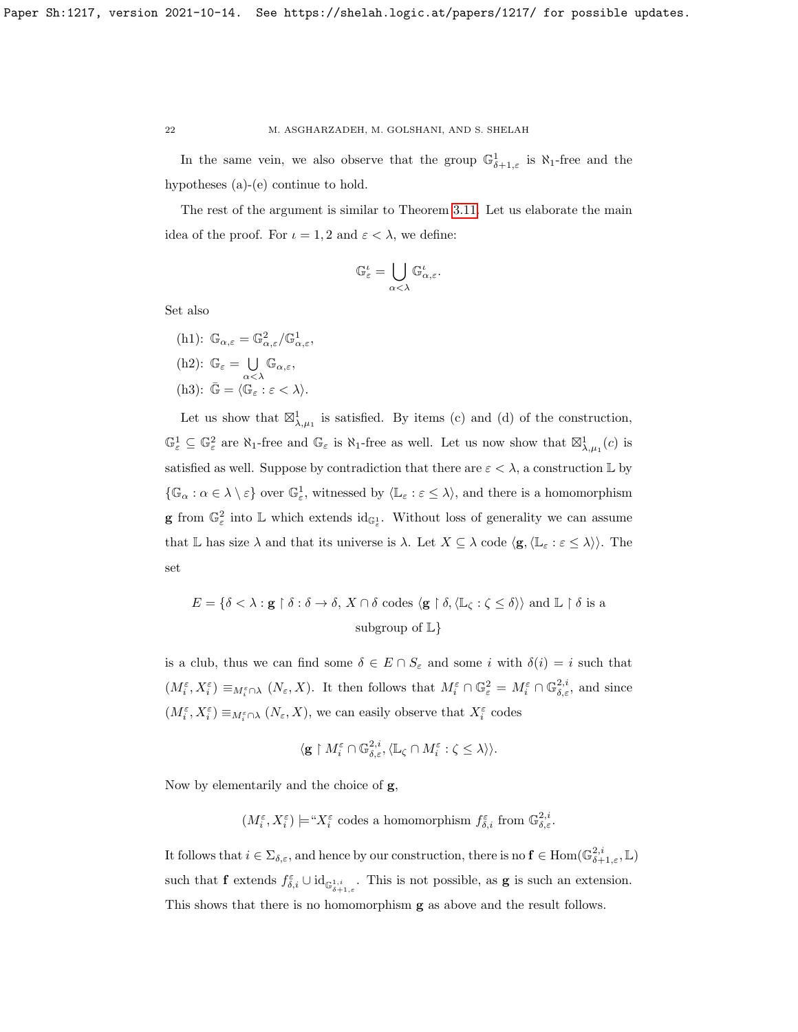In the same vein, we also observe that the group $\mathbb{G}^1_{\delta+1,\varepsilon}$ is $\aleph_1$-free and the hypotheses (a)-(e) continue to hold.

The rest of the argument is similar to Theorem 3.11. Let us elaborate the main idea of the proof. For $\iota = 1, 2$ and $\varepsilon < \lambda$, we define:

$$\mathbb{G}^\iota_\varepsilon = \bigcup_{\alpha<\lambda} \mathbb{G}^\iota_{\alpha,\varepsilon}.$$

Set also

- (h1): $\mathbb{G}_{\alpha,\varepsilon} = \mathbb{G}^2_{\alpha,\varepsilon}/\mathbb{G}^1_{\alpha,\varepsilon}$,
- (h2): $\mathbb{G}_\varepsilon = \bigcup_{\alpha<\lambda} \mathbb{G}_{\alpha,\varepsilon}$,
- (h3): $\bar{\mathbb{G}} = \langle \mathbb{G}_\varepsilon : \varepsilon < \lambda \rangle$.

Let us show that $\boxtimes^1_{\lambda,\mu_1}$ is satisfied. By items (c) and (d) of the construction, $\mathbb{G}^1_\varepsilon \subseteq \mathbb{G}^2_\varepsilon$ are $\aleph_1$-free and $\mathbb{G}_\varepsilon$ is $\aleph_1$-free as well. Let us now show that $\boxtimes^1_{\lambda,\mu_1}(c)$ is satisfied as well. Suppose by contradiction that there are $\varepsilon < \lambda$, a construction $\mathbb{L}$ by $\{\mathbb{G}_\alpha : \alpha \in \lambda \setminus \varepsilon\}$ over $\mathbb{G}^1_\varepsilon$, witnessed by $\langle \mathbb{L}_\varepsilon : \varepsilon \le \lambda \rangle$, and there is a homomorphism $\mathbf{g}$ from $\mathbb{G}^2_\varepsilon$ into $\mathbb{L}$ which extends $\mathrm{id}_{\mathbb{G}^1_\varepsilon}$. Without loss of generality we can assume that $\mathbb{L}$ has size $\lambda$ and that its universe is $\lambda$. Let $X \subseteq \lambda$ code $\langle \mathbf{g}, \langle \mathbb{L}_\varepsilon : \varepsilon \le \lambda \rangle \rangle$. The set

$$E = \{\delta < \lambda : \mathbf{g} \restriction \delta : \delta \to \delta,\ X \cap \delta \text{ codes } \langle \mathbf{g} \restriction \delta, \langle \mathbb{L}_\zeta : \zeta \le \delta \rangle \rangle \text{ and } \mathbb{L} \restriction \delta \text{ is a subgroup of } \mathbb{L}\}$$

is a club, thus we can find some $\delta \in E \cap S_\varepsilon$ and some $i$ with $\delta(i) = i$ such that $(M^\varepsilon_i, X^\varepsilon_i) \equiv_{M^\varepsilon_i \cap \lambda} (N_\varepsilon, X)$. It then follows that $M^\varepsilon_i \cap \mathbb{G}^2_\varepsilon = M^\varepsilon_i \cap \mathbb{G}^{2,i}_{\delta,\varepsilon}$, and since $(M^\varepsilon_i, X^\varepsilon_i) \equiv_{M^\varepsilon_i \cap \lambda} (N_\varepsilon, X)$, we can easily observe that $X^\varepsilon_i$ codes

$$\langle \mathbf{g} \restriction M^\varepsilon_i \cap \mathbb{G}^{2,i}_{\delta,\varepsilon}, \langle \mathbb{L}_\zeta \cap M^\varepsilon_i : \zeta \le \lambda \rangle \rangle.$$

Now by elementarily and the choice of $\mathbf{g}$,

$$(M^\varepsilon_i, X^\varepsilon_i) \models \text{“}X^\varepsilon_i \text{ codes a homomorphism } f^\varepsilon_{\delta,i} \text{ from } \mathbb{G}^{2,i}_{\delta,\varepsilon}.$$

It follows that $i \in \Sigma_{\delta,\varepsilon}$, and hence by our construction, there is no $\mathbf{f} \in \mathrm{Hom}(\mathbb{G}^{2,i}_{\delta+1,\varepsilon}, \mathbb{L})$ such that $\mathbf{f}$ extends $f^\varepsilon_{\delta,i} \cup \mathrm{id}_{\mathbb{G}^{1,i}_{\delta+1,\varepsilon}}$. This is not possible, as $\mathbf{g}$ is such an extension. This shows that there is no homomorphism $\mathbf{g}$ as above and the result follows.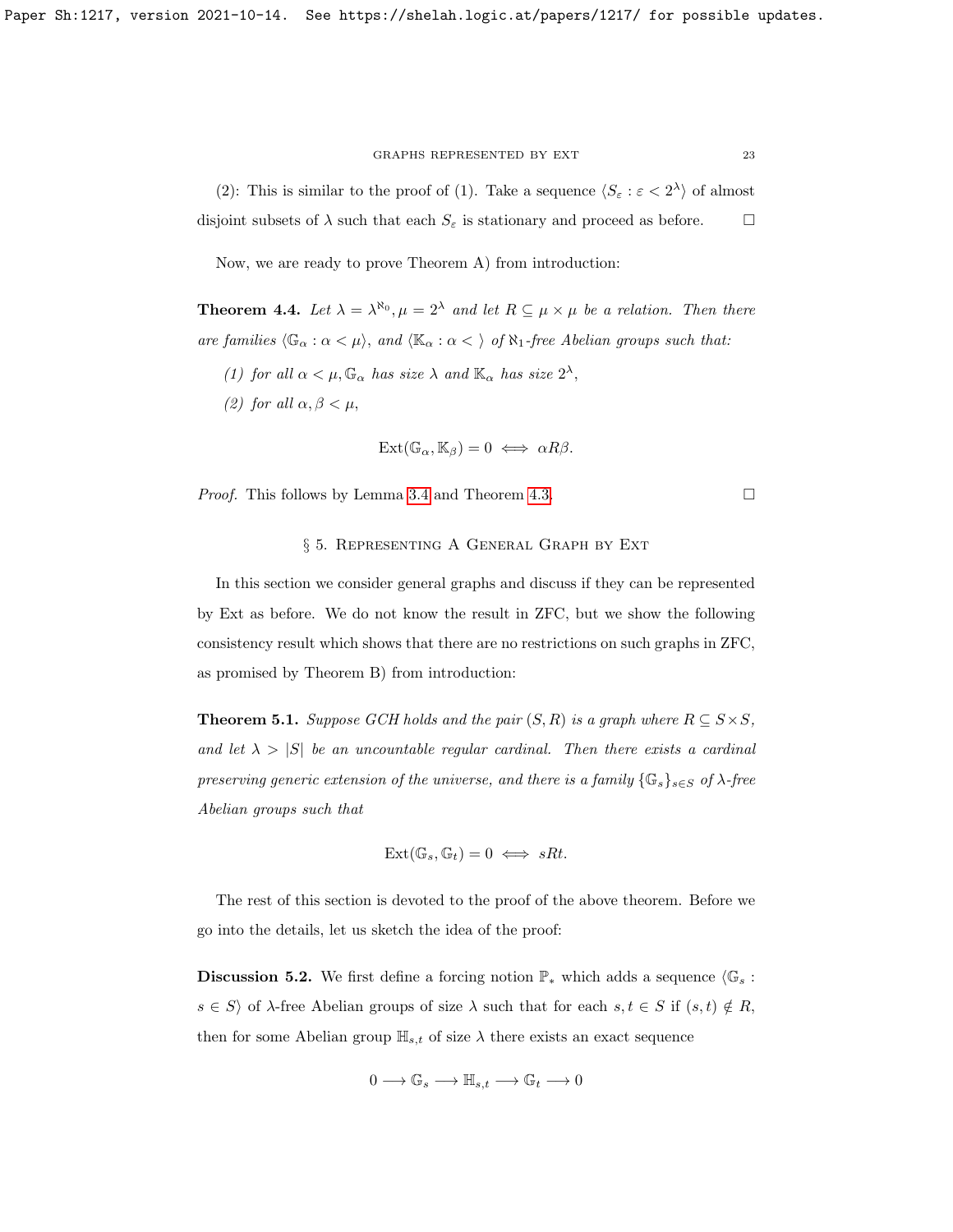(2): This is similar to the proof of (1). Take a sequence $\langle S_\varepsilon : \varepsilon < 2^\lambda \rangle$ of almost disjoint subsets of $\lambda$ such that each $S_\varepsilon$ is stationary and proceed as before. $\square$

Now, we are ready to prove Theorem A) from introduction:

**Theorem 4.4.** *Let $\lambda = \lambda^{\aleph_0}, \mu = 2^\lambda$ and let $R \subseteq \mu \times \mu$ be a relation. Then there are families $\langle \mathbb{G}_\alpha : \alpha < \mu \rangle$, and $\langle \mathbb{K}_\alpha : \alpha < \rangle$ of $\aleph_1$-free Abelian groups such that:*

1. *for all $\alpha < \mu, \mathbb{G}_\alpha$ has size $\lambda$ and $\mathbb{K}_\alpha$ has size $2^\lambda$,*
2. *for all $\alpha, \beta < \mu$,*

$$\mathrm{Ext}(\mathbb{G}_\alpha, \mathbb{K}_\beta) = 0 \iff \alpha R \beta.$$

*Proof.* This follows by Lemma 3.4 and Theorem 4.3. $\square$

## § 5. Representing A General Graph by Ext

In this section we consider general graphs and discuss if they can be represented by Ext as before. We do not know the result in ZFC, but we show the following consistency result which shows that there are no restrictions on such graphs in ZFC, as promised by Theorem B) from introduction:

**Theorem 5.1.** *Suppose GCH holds and the pair $(S, R)$ is a graph where $R \subseteq S \times S$, and let $\lambda > |S|$ be an uncountable regular cardinal. Then there exists a cardinal preserving generic extension of the universe, and there is a family $\{\mathbb{G}_s\}_{s \in S}$ of $\lambda$-free Abelian groups such that*

$$\mathrm{Ext}(\mathbb{G}_s, \mathbb{G}_t) = 0 \iff sRt.$$

The rest of this section is devoted to the proof of the above theorem. Before we go into the details, let us sketch the idea of the proof:

**Discussion 5.2.** We first define a forcing notion $\mathbb{P}_*$ which adds a sequence $\langle \mathbb{G}_s : s \in S \rangle$ of $\lambda$-free Abelian groups of size $\lambda$ such that for each $s, t \in S$ if $(s, t) \notin R$, then for some Abelian group $\mathbb{H}_{s,t}$ of size $\lambda$ there exists an exact sequence

$$0 \longrightarrow \mathbb{G}_s \longrightarrow \mathbb{H}_{s,t} \longrightarrow \mathbb{G}_t \longrightarrow 0$$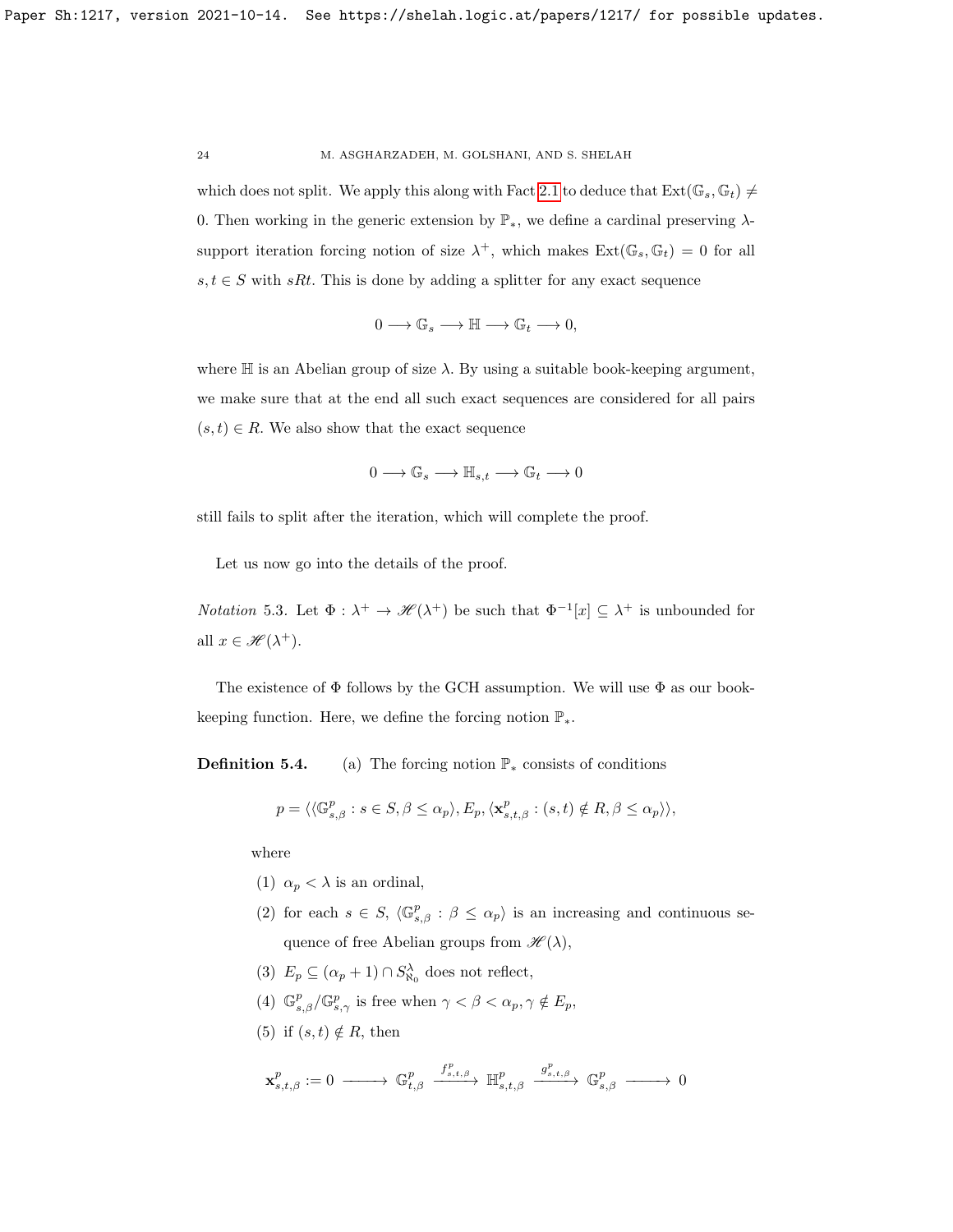which does not split. We apply this along with Fact 2.1 to deduce that $\mathrm{Ext}(\mathbb{G}_s, \mathbb{G}_t) \neq 0$. Then working in the generic extension by $\mathbb{P}_*$, we define a cardinal preserving $\lambda$-support iteration forcing notion of size $\lambda^+$, which makes $\mathrm{Ext}(\mathbb{G}_s, \mathbb{G}_t) = 0$ for all $s, t \in S$ with $sRt$. This is done by adding a splitter for any exact sequence

$$0 \longrightarrow \mathbb{G}_s \longrightarrow \mathbb{H} \longrightarrow \mathbb{G}_t \longrightarrow 0,$$

where $\mathbb{H}$ is an Abelian group of size $\lambda$. By using a suitable book-keeping argument, we make sure that at the end all such exact sequences are considered for all pairs $(s, t) \in R$. We also show that the exact sequence

$$0 \longrightarrow \mathbb{G}_s \longrightarrow \mathbb{H}_{s,t} \longrightarrow \mathbb{G}_t \longrightarrow 0$$

still fails to split after the iteration, which will complete the proof.

Let us now go into the details of the proof.

*Notation* 5.3. Let $\Phi : \lambda^+ \to \mathscr{H}(\lambda^+)$ be such that $\Phi^{-1}[x] \subseteq \lambda^+$ is unbounded for all $x \in \mathscr{H}(\lambda^+)$.

The existence of $\Phi$ follows by the GCH assumption. We will use $\Phi$ as our book-keeping function. Here, we define the forcing notion $\mathbb{P}_*$.

**Definition 5.4.** (a) The forcing notion $\mathbb{P}_*$ consists of conditions

$$p = \langle \langle \mathbb{G}^p_{s,\beta} : s \in S, \beta \leq \alpha_p \rangle, E_p, \langle \mathbf{x}^p_{s,t,\beta} : (s,t) \notin R, \beta \leq \alpha_p \rangle \rangle,$$

where

(1) $\alpha_p < \lambda$ is an ordinal,

(2) for each $s \in S$, $\langle \mathbb{G}^p_{s,\beta} : \beta \leq \alpha_p \rangle$ is an increasing and continuous sequence of free Abelian groups from $\mathscr{H}(\lambda)$,

(3) $E_p \subseteq (\alpha_p + 1) \cap S^\lambda_{\aleph_0}$ does not reflect,

(4) $\mathbb{G}^p_{s,\beta}/\mathbb{G}^p_{s,\gamma}$ is free when $\gamma < \beta < \alpha_p, \gamma \notin E_p$,

(5) if $(s,t) \notin R$, then

$$\mathbf{x}^p_{s,t,\beta} := 0 \longrightarrow \mathbb{G}^p_{t,\beta} \xrightarrow{f^p_{s,t,\beta}} \mathbb{H}^p_{s,t,\beta} \xrightarrow{g^p_{s,t,\beta}} \mathbb{G}^p_{s,\beta} \longrightarrow 0$$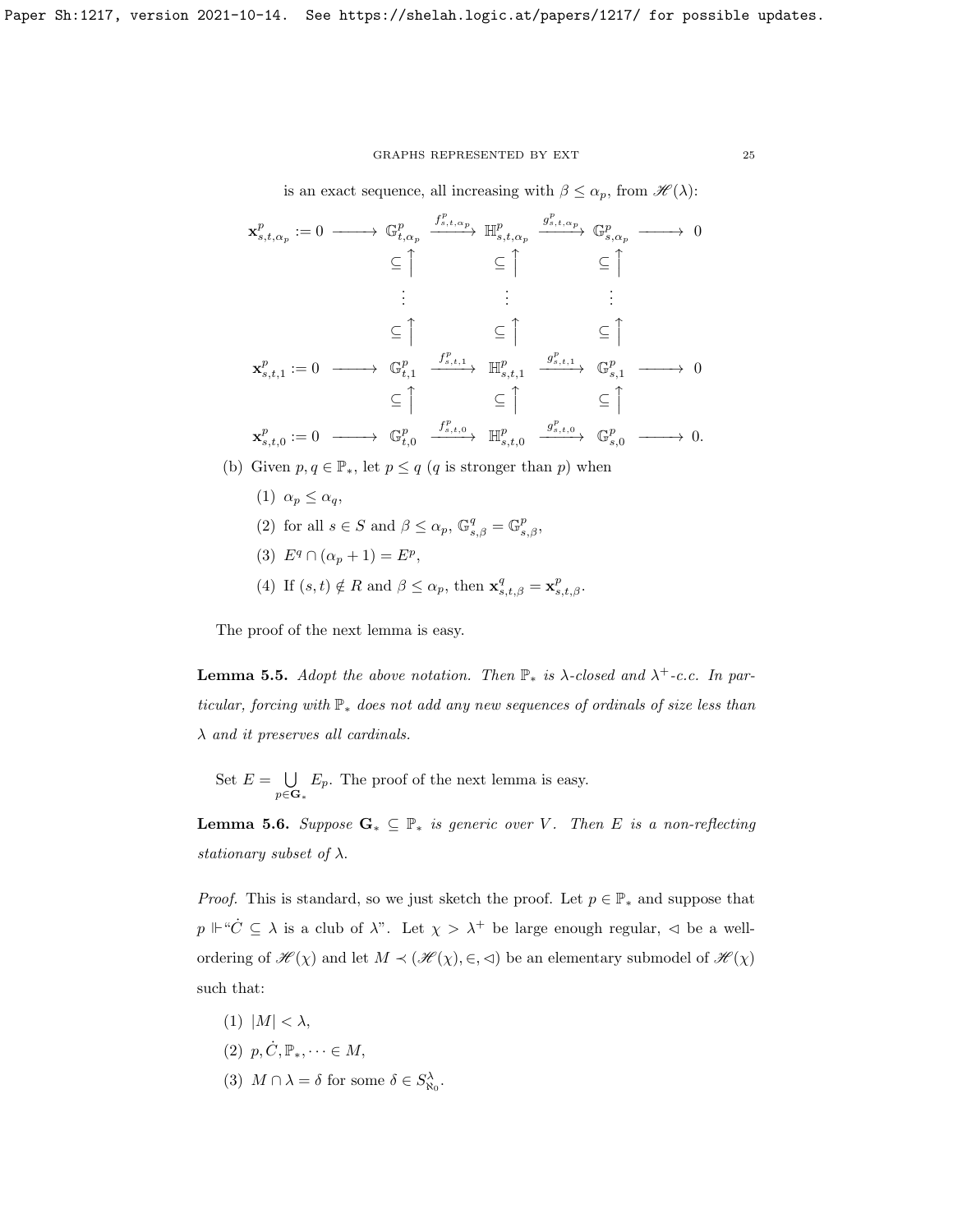is an exact sequence, all increasing with $\beta \leq \alpha_p$, from $\mathscr{H}(\lambda)$:

$$
\begin{array}{ccccccccc}
\mathbf{x}^p_{s,t,\alpha_p} := 0 & \longrightarrow & \mathbb{G}^p_{t,\alpha_p} & \xrightarrow{f^p_{s,t,\alpha_p}} & \mathbb{H}^p_{s,t,\alpha_p} & \xrightarrow{g^p_{s,t,\alpha_p}} & \mathbb{G}^p_{s,\alpha_p} & \longrightarrow & 0 \\
& & \subseteq\uparrow & & \subseteq\uparrow & & \subseteq\uparrow & & \\
& & \vdots & & \vdots & & \vdots & & \\
& & \subseteq\uparrow & & \subseteq\uparrow & & \subseteq\uparrow & & \\
\mathbf{x}^p_{s,t,1} := 0 & \longrightarrow & \mathbb{G}^p_{t,1} & \xrightarrow{f^p_{s,t,1}} & \mathbb{H}^p_{s,t,1} & \xrightarrow{g^p_{s,t,1}} & \mathbb{G}^p_{s,1} & \longrightarrow & 0 \\
& & \subseteq\uparrow & & \subseteq\uparrow & & \subseteq\uparrow & & \\
\mathbf{x}^p_{s,t,0} := 0 & \longrightarrow & \mathbb{G}^p_{t,0} & \xrightarrow{f^p_{s,t,0}} & \mathbb{H}^p_{s,t,0} & \xrightarrow{g^p_{s,t,0}} & \mathbb{G}^p_{s,0} & \longrightarrow & 0.
\end{array}
$$

(b) Given $p, q \in \mathbb{P}_*$, let $p \leq q$ ($q$ is stronger than $p$) when

(1) $\alpha_p \leq \alpha_q$,

(2) for all $s \in S$ and $\beta \leq \alpha_p$, $\mathbb{G}^q_{s,\beta} = \mathbb{G}^p_{s,\beta}$,

(3) $E^q \cap (\alpha_p + 1) = E^p$,

(4) If $(s,t) \notin R$ and $\beta \leq \alpha_p$, then $\mathbf{x}^q_{s,t,\beta} = \mathbf{x}^p_{s,t,\beta}$.

The proof of the next lemma is easy.

**Lemma 5.5.** *Adopt the above notation. Then $\mathbb{P}_*$ is $\lambda$-closed and $\lambda^+$-c.c. In particular, forcing with $\mathbb{P}_*$ does not add any new sequences of ordinals of size less than $\lambda$ and it preserves all cardinals.*

Set $E = \bigcup\limits_{p \in \mathbf{G}_*} E_p$. The proof of the next lemma is easy.

**Lemma 5.6.** *Suppose $\mathbf{G}_* \subseteq \mathbb{P}_*$ is generic over $V$. Then $E$ is a non-reflecting stationary subset of $\lambda$.*

*Proof.* This is standard, so we just sketch the proof. Let $p \in \mathbb{P}_*$ and suppose that $p \Vdash$"$\dot{C} \subseteq \lambda$ is a club of $\lambda$". Let $\chi > \lambda^+$ be large enough regular, $\lhd$ be a well-ordering of $\mathscr{H}(\chi)$ and let $M \prec (\mathscr{H}(\chi), \in, \lhd)$ be an elementary submodel of $\mathscr{H}(\chi)$ such that:

(1) $|M| < \lambda$,

(2) $p, \dot{C}, \mathbb{P}_*, \dots \in M$,

(3) $M \cap \lambda = \delta$ for some $\delta \in S^\lambda_{\aleph_0}$.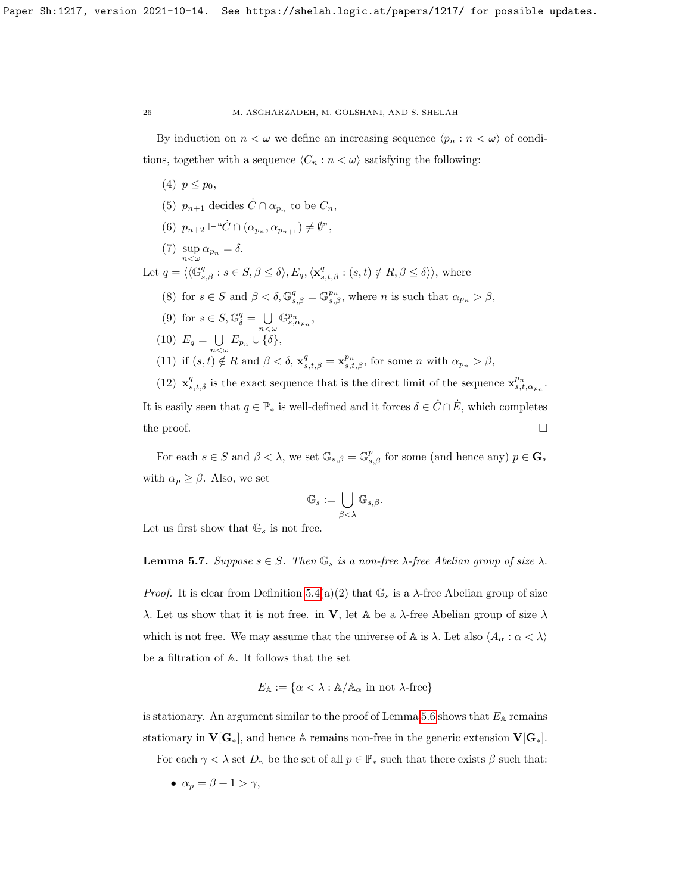By induction on $n < \omega$ we define an increasing sequence $\langle p_n : n < \omega \rangle$ of conditions, together with a sequence $\langle C_n : n < \omega \rangle$ satisfying the following:

(4) $p \leq p_0$,

(5) $p_{n+1}$ decides $\dot{C} \cap \alpha_{p_n}$ to be $C_n$,

(6) $p_{n+2} \Vdash$"$\dot{C} \cap (\alpha_{p_n}, \alpha_{p_{n+1}}) \neq \emptyset$",

(7) $\sup\limits_{n<\omega} \alpha_{p_n} = \delta$.

Let $q = \langle \langle \mathbb{G}^q_{s,\beta} : s \in S, \beta \leq \delta \rangle, E_q, \langle \mathbf{x}^q_{s,t,\beta} : (s,t) \notin R, \beta \leq \delta \rangle \rangle$, where

(8) for $s \in S$ and $\beta < \delta, \mathbb{G}^q_{s,\beta} = \mathbb{G}^{p_n}_{s,\beta}$, where $n$ is such that $\alpha_{p_n} > \beta$,

(9) for $s \in S, \mathbb{G}^q_\delta = \bigcup\limits_{n<\omega} \mathbb{G}^{p_n}_{s,\alpha_{p_n}}$,

(10) $E_q = \bigcup\limits_{n<\omega} E_{p_n} \cup \{\delta\}$,

(11) if $(s,t) \notin R$ and $\beta < \delta$, $\mathbf{x}^q_{s,t,\beta} = \mathbf{x}^{p_n}_{s,t,\beta}$, for some $n$ with $\alpha_{p_n} > \beta$,

(12) $\mathbf{x}^q_{s,t,\delta}$ is the exact sequence that is the direct limit of the sequence $\mathbf{x}^{p_n}_{s,t,\alpha_{p_n}}$.

It is easily seen that $q \in \mathbb{P}_*$ is well-defined and it forces $\delta \in \dot{C} \cap \dot{E}$, which completes the proof. $\square$

For each $s \in S$ and $\beta < \lambda$, we set $\mathbb{G}_{s,\beta} = \mathbb{G}^p_{s,\beta}$ for some (and hence any) $p \in \mathbf{G}_*$ with $\alpha_p \geq \beta$. Also, we set

$$\mathbb{G}_s := \bigcup_{\beta<\lambda} \mathbb{G}_{s,\beta}.$$

Let us first show that $\mathbb{G}_s$ is not free.

**Lemma 5.7.** *Suppose $s \in S$. Then $\mathbb{G}_s$ is a non-free $\lambda$-free Abelian group of size $\lambda$.*

*Proof.* It is clear from Definition 5.4(a)(2) that $\mathbb{G}_s$ is a $\lambda$-free Abelian group of size $\lambda$. Let us show that it is not free. in $\mathbf{V}$, let $\mathbb{A}$ be a $\lambda$-free Abelian group of size $\lambda$ which is not free. We may assume that the universe of $\mathbb{A}$ is $\lambda$. Let also $\langle A_\alpha : \alpha < \lambda \rangle$ be a filtration of $\mathbb{A}$. It follows that the set

$$E_{\mathbb{A}} := \{\alpha < \lambda : \mathbb{A}/\mathbb{A}_\alpha \text{ in not } \lambda\text{-free}\}$$

is stationary. An argument similar to the proof of Lemma 5.6 shows that $E_{\mathbb{A}}$ remains stationary in $\mathbf{V}[\mathbf{G}_*]$, and hence $\mathbb{A}$ remains non-free in the generic extension $\mathbf{V}[\mathbf{G}_*]$.

For each $\gamma < \lambda$ set $D_\gamma$ be the set of all $p \in \mathbb{P}_*$ such that there exists $\beta$ such that:

- $\alpha_p = \beta + 1 > \gamma$,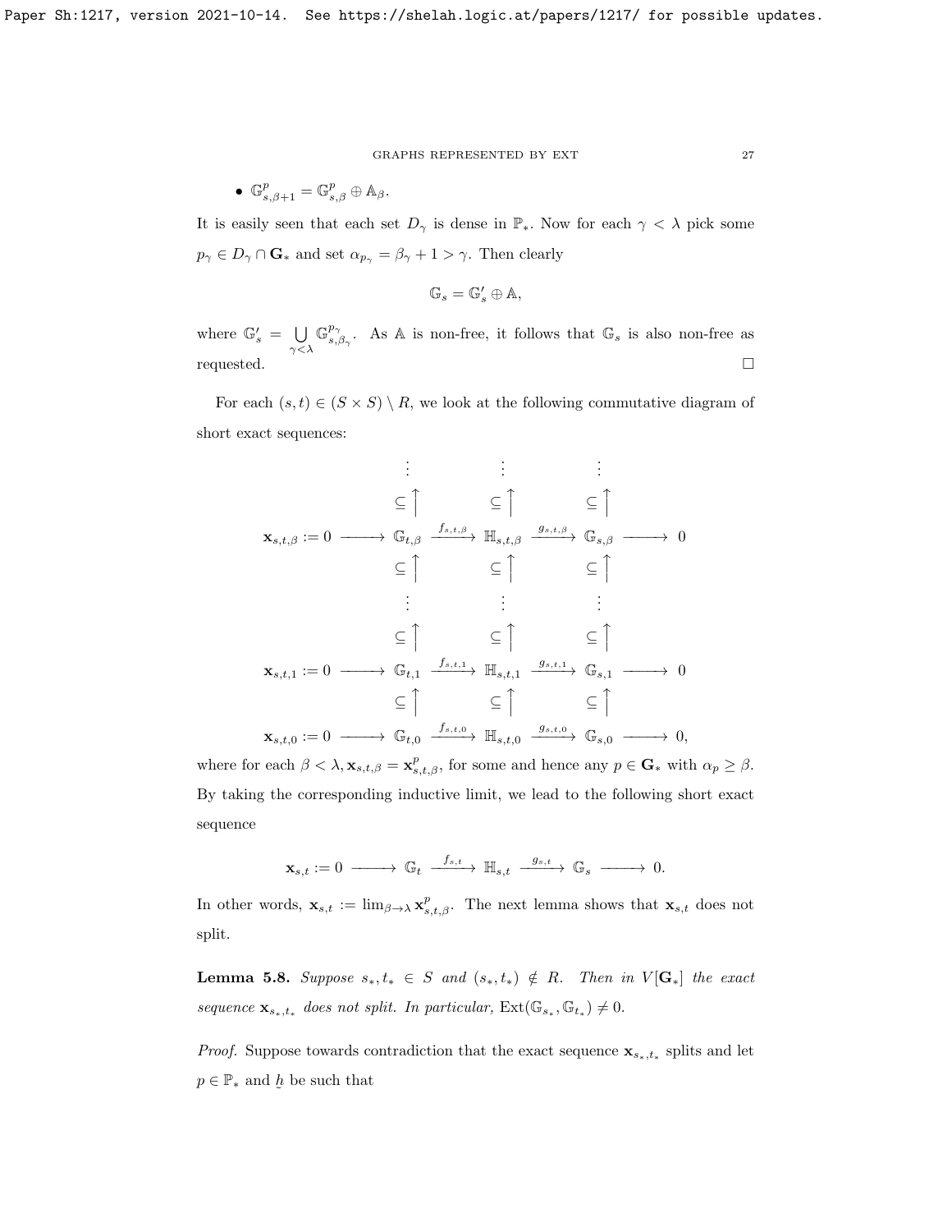- $\mathbb{G}^p_{s,\beta+1} = \mathbb{G}^p_{s,\beta} \oplus \mathbb{A}_\beta$.

It is easily seen that each set $D_\gamma$ is dense in $\mathbb{P}_*$. Now for each $\gamma < \lambda$ pick some $p_\gamma \in D_\gamma \cap \mathbf{G}_*$ and set $\alpha_{p_\gamma} = \beta_\gamma + 1 > \gamma$. Then clearly

$$\mathbb{G}_s = \mathbb{G}'_s \oplus \mathbb{A},$$

where $\mathbb{G}'_s = \bigcup\limits_{\gamma<\lambda} \mathbb{G}^{p_\gamma}_{s,\beta_\gamma}$. As $\mathbb{A}$ is non-free, it follows that $\mathbb{G}_s$ is also non-free as requested. $\square$

For each $(s,t) \in (S \times S) \setminus R$, we look at the following commutative diagram of short exact sequences:

$$\begin{array}{ccccccccc}
 & & \vdots & & \vdots & & \vdots & & \\
 & & \subseteq\uparrow & & \subseteq\uparrow & & \subseteq\uparrow & & \\
\mathbf{x}_{s,t,\beta} := 0 & \longrightarrow & \mathbb{G}_{t,\beta} & \xrightarrow{f_{s,t,\beta}} & \mathbb{H}_{s,t,\beta} & \xrightarrow{g_{s,t,\beta}} & \mathbb{G}_{s,\beta} & \longrightarrow & 0 \\
 & & \subseteq\uparrow & & \subseteq\uparrow & & \subseteq\uparrow & & \\
 & & \vdots & & \vdots & & \vdots & & \\
 & & \subseteq\uparrow & & \subseteq\uparrow & & \subseteq\uparrow & & \\
\mathbf{x}_{s,t,1} := 0 & \longrightarrow & \mathbb{G}_{t,1} & \xrightarrow{f_{s,t,1}} & \mathbb{H}_{s,t,1} & \xrightarrow{g_{s,t,1}} & \mathbb{G}_{s,1} & \longrightarrow & 0 \\
 & & \subseteq\uparrow & & \subseteq\uparrow & & \subseteq\uparrow & & \\
\mathbf{x}_{s,t,0} := 0 & \longrightarrow & \mathbb{G}_{t,0} & \xrightarrow{f_{s,t,0}} & \mathbb{H}_{s,t,0} & \xrightarrow{g_{s,t,0}} & \mathbb{G}_{s,0} & \longrightarrow & 0,
\end{array}$$

where for each $\beta < \lambda, \mathbf{x}_{s,t,\beta} = \mathbf{x}^p_{s,t,\beta}$, for some and hence any $p \in \mathbf{G}_*$ with $\alpha_p \geq \beta$. By taking the corresponding inductive limit, we lead to the following short exact sequence

$$\mathbf{x}_{s,t} := 0 \longrightarrow \mathbb{G}_t \xrightarrow{f_{s,t}} \mathbb{H}_{s,t} \xrightarrow{g_{s,t}} \mathbb{G}_s \longrightarrow 0.$$

In other words, $\mathbf{x}_{s,t} := \lim_{\beta\to\lambda} \mathbf{x}^p_{s,t,\beta}$. The next lemma shows that $\mathbf{x}_{s,t}$ does not split.

**Lemma 5.8.** *Suppose $s_*, t_* \in S$ and $(s_*, t_*) \notin R$. Then in $V[\mathbf{G}_*]$ the exact sequence $\mathbf{x}_{s_*,t_*}$ does not split. In particular,* $\mathrm{Ext}(\mathbb{G}_{s_*}, \mathbb{G}_{t_*}) \neq 0$.

*Proof.* Suppose towards contradiction that the exact sequence $\mathbf{x}_{s_*,t_*}$ splits and let $p \in \mathbb{P}_*$ and $\underset{\sim}{h}$ be such that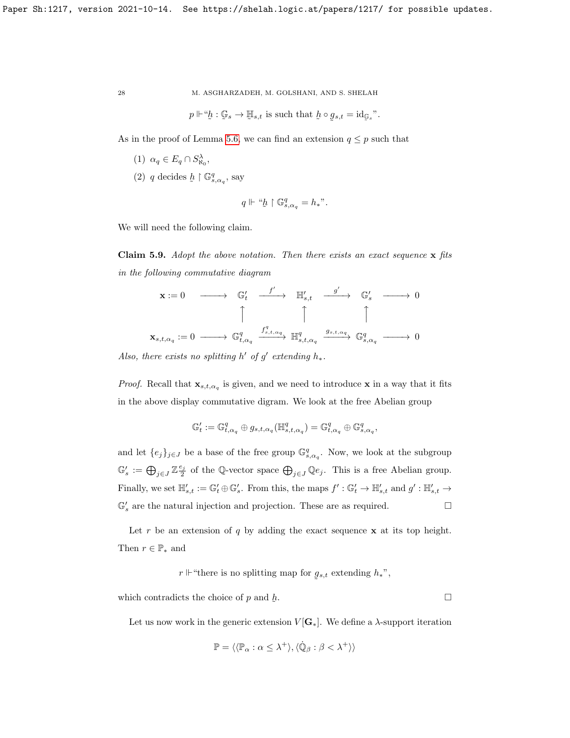$$p \Vdash \text{“}\underset{\sim}{h} : \mathbb{G}_s \to \underset{\sim}{\mathbb{H}}_{s,t} \text{ is such that } \underset{\sim}{h} \circ \underset{\sim}{g}_{s,t} = \mathrm{id}_{\underset{\sim}{\mathbb{G}}_s}\text{”}.$$

As in the proof of Lemma 5.6, we can find an extension $q \leq p$ such that

(1) $\alpha_q \in E_q \cap S^{\lambda}_{\aleph_0}$,

(2) $q$ decides $\underset{\sim}{h} \restriction \mathbb{G}^q_{s,\alpha_q}$, say

$$q \Vdash \text{“}\underset{\sim}{h} \restriction \mathbb{G}^q_{s,\alpha_q} = h_*\text{”}.$$

We will need the following claim.

**Claim 5.9.** *Adopt the above notation. Then there exists an exact sequence* $\mathbf{x}$ *fits in the following commutative diagram*

$$\begin{array}{ccccccccc}
\mathbf{x} := 0 & \longrightarrow & \mathbb{G}'_t & \xrightarrow{f'} & \mathbb{H}'_{s,t} & \xrightarrow{g'} & \mathbb{G}'_s & \longrightarrow & 0 \\
& & \uparrow & & \uparrow & & \uparrow & & \\
\mathbf{x}_{s,t,\alpha_q} := 0 & \longrightarrow & \mathbb{G}^q_{t,\alpha_q} & \xrightarrow{f^q_{s,t,\alpha_q}} & \mathbb{H}^q_{s,t,\alpha_q} & \xrightarrow{g_{s,t,\alpha_q}} & \mathbb{G}^q_{s,\alpha_q} & \longrightarrow & 0
\end{array}$$

*Also, there exists no splitting* $h'$ *of* $g'$ *extending* $h_*$.

*Proof.* Recall that $\mathbf{x}_{s,t,\alpha_q}$ is given, and we need to introduce $\mathbf{x}$ in a way that it fits in the above display commutative digram. We look at the free Abelian group

$$\mathbb{G}'_t := \mathbb{G}^q_{t,\alpha_q} \oplus g_{s,t,\alpha_q}(\mathbb{H}^q_{s,t,\alpha_q}) = \mathbb{G}^q_{t,\alpha_q} \oplus \mathbb{G}^q_{s,\alpha_q},$$

and let $\{e_j\}_{j \in J}$ be a base of the free group $\mathbb{G}^q_{s,\alpha_q}$. Now, we look at the subgroup $\mathbb{G}'_s := \bigoplus_{j \in J} \mathbb{Z}\frac{e_j}{2}$ of the $\mathbb{Q}$-vector space $\bigoplus_{j \in J} \mathbb{Q}e_j$. This is a free Abelian group. Finally, we set $\mathbb{H}'_{s,t} := \mathbb{G}'_t \oplus \mathbb{G}'_s$. From this, the maps $f' : \mathbb{G}'_t \to \mathbb{H}'_{s,t}$ and $g' : \mathbb{H}'_{s,t} \to \mathbb{G}'_s$ are the natural injection and projection. These are as required. $\square$

Let $r$ be an extension of $q$ by adding the exact sequence $\mathbf{x}$ at its top height. Then $r \in \mathbb{P}_*$ and

$$r \Vdash \text{“there is no splitting map for } \underset{\sim}{g}_{s,t} \text{ extending } h_*\text{”},$$

which contradicts the choice of $p$ and $\underset{\sim}{h}$. $\square$

Let us now work in the generic extension $V[\mathbf{G}_*]$. We define a $\lambda$-support iteration

$$\mathbb{P} = \langle \langle \mathbb{P}_\alpha : \alpha \leq \lambda^+ \rangle, \langle \dot{\mathbb{Q}}_\beta : \beta < \lambda^+ \rangle \rangle$$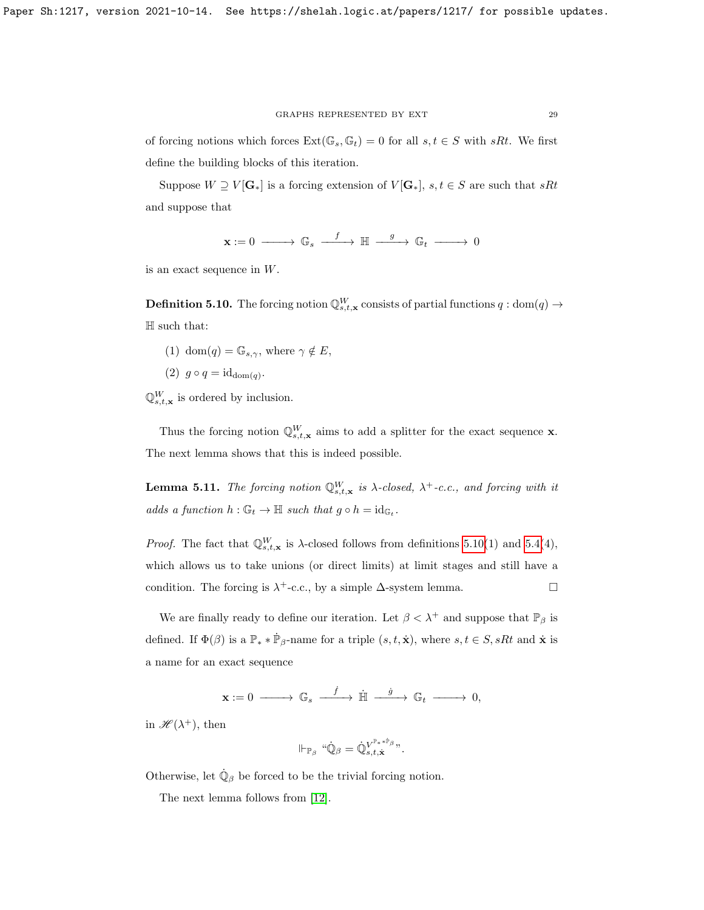of forcing notions which forces $\mathrm{Ext}(\mathbb{G}_s, \mathbb{G}_t) = 0$ for all $s, t \in S$ with $sRt$. We first define the building blocks of this iteration.

Suppose $W \supseteq V[\mathbf{G}_*]$ is a forcing extension of $V[\mathbf{G}_*]$, $s, t \in S$ are such that $sRt$ and suppose that

$$\mathbf{x} := 0 \longrightarrow \mathbb{G}_s \xrightarrow{\ f\ } \mathbb{H} \xrightarrow{\ g\ } \mathbb{G}_t \longrightarrow 0$$

is an exact sequence in $W$.

**Definition 5.10.** The forcing notion $\mathbb{Q}^W_{s,t,\mathbf{x}}$ consists of partial functions $q : \mathrm{dom}(q) \to \mathbb{H}$ such that:

(1) $\mathrm{dom}(q) = \mathbb{G}_{s,\gamma}$, where $\gamma \notin E$,

(2) $g \circ q = \mathrm{id}_{\mathrm{dom}(q)}$.

$\mathbb{Q}^W_{s,t,\mathbf{x}}$ is ordered by inclusion.

Thus the forcing notion $\mathbb{Q}^W_{s,t,\mathbf{x}}$ aims to add a splitter for the exact sequence $\mathbf{x}$. The next lemma shows that this is indeed possible.

**Lemma 5.11.** *The forcing notion $\mathbb{Q}^W_{s,t,\mathbf{x}}$ is $\lambda$-closed, $\lambda^+$-c.c., and forcing with it adds a function $h : \mathbb{G}_t \to \mathbb{H}$ such that $g \circ h = \mathrm{id}_{\mathbb{G}_t}$.*

*Proof.* The fact that $\mathbb{Q}^W_{s,t,\mathbf{x}}$ is $\lambda$-closed follows from definitions 5.10(1) and 5.4(4), which allows us to take unions (or direct limits) at limit stages and still have a condition. The forcing is $\lambda^+$-c.c., by a simple $\Delta$-system lemma. $\square$

We are finally ready to define our iteration. Let $\beta < \lambda^+$ and suppose that $\mathbb{P}_\beta$ is defined. If $\Phi(\beta)$ is a $\mathbb{P}_* * \dot{\mathbb{P}}_\beta$-name for a triple $(s, t, \dot{\mathbf{x}})$, where $s, t \in S$, $sRt$ and $\dot{\mathbf{x}}$ is a name for an exact sequence

$$\mathbf{x} := 0 \longrightarrow \mathbb{G}_s \xrightarrow{\ \dot{f}\ } \dot{\mathbb{H}} \xrightarrow{\ \dot{g}\ } \mathbb{G}_t \longrightarrow 0,$$

in $\mathscr{H}(\lambda^+)$, then

$$\Vdash_{\mathbb{P}_\beta} \text{“}\dot{\mathbb{Q}}_\beta = \dot{\mathbb{Q}}^{V^{\mathbb{P}_* * \dot{\mathbb{P}}_\beta}}_{s,t,\dot{\mathbf{x}}}\text{”}.$$

Otherwise, let $\dot{\mathbb{Q}}_\beta$ be forced to be the trivial forcing notion.

The next lemma follows from [12].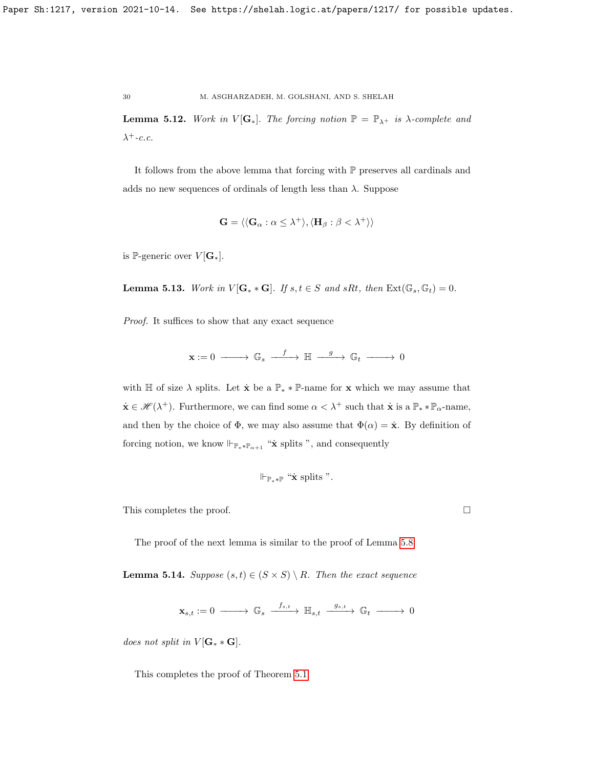**Lemma 5.12.** *Work in $V[\mathbf{G}_*]$. The forcing notion $\mathbb{P} = \mathbb{P}_{\lambda^+}$ is $\lambda$-complete and $\lambda^+$-c.c.*

It follows from the above lemma that forcing with $\mathbb{P}$ preserves all cardinals and adds no new sequences of ordinals of length less than $\lambda$. Suppose

$$\mathbf{G} = \langle \langle \mathbf{G}_\alpha : \alpha \leq \lambda^+ \rangle, \langle \mathbf{H}_\beta : \beta < \lambda^+ \rangle \rangle$$

is $\mathbb{P}$-generic over $V[\mathbf{G}_*]$.

**Lemma 5.13.** *Work in $V[\mathbf{G}_* * \mathbf{G}]$. If $s, t \in S$ and $sRt$, then $\mathrm{Ext}(\mathbb{G}_s, \mathbb{G}_t) = 0$.*

*Proof.* It suffices to show that any exact sequence

$$\mathbf{x} := 0 \longrightarrow \mathbb{G}_s \xrightarrow{\ f\ } \mathbb{H} \xrightarrow{\ g\ } \mathbb{G}_t \longrightarrow 0$$

with $\mathbb{H}$ of size $\lambda$ splits. Let $\dot{\mathbf{x}}$ be a $\mathbb{P}_* * \mathbb{P}$-name for $\mathbf{x}$ which we may assume that $\dot{\mathbf{x}} \in \mathscr{H}(\lambda^+)$. Furthermore, we can find some $\alpha < \lambda^+$ such that $\dot{\mathbf{x}}$ is a $\mathbb{P}_* * \mathbb{P}_\alpha$-name, and then by the choice of $\Phi$, we may also assume that $\Phi(\alpha) = \dot{\mathbf{x}}$. By definition of forcing notion, we know $\Vdash_{\mathbb{P}_* * \mathbb{P}_{\alpha+1}}$ "$\dot{\mathbf{x}}$ splits ", and consequently

$$\Vdash_{\mathbb{P}_* * \mathbb{P}} \text{“}\dot{\mathbf{x}} \text{ splits ”}.$$

This completes the proof. $\square$

The proof of the next lemma is similar to the proof of Lemma 5.8.

**Lemma 5.14.** *Suppose $(s, t) \in (S \times S) \setminus R$. Then the exact sequence*

$$\mathbf{x}_{s,t} := 0 \longrightarrow \mathbb{G}_s \xrightarrow{\ f_{s,t}\ } \mathbb{H}_{s,t} \xrightarrow{\ g_{s,t}\ } \mathbb{G}_t \longrightarrow 0$$

*does not split in $V[\mathbf{G}_* * \mathbf{G}]$.*

This completes the proof of Theorem 5.1.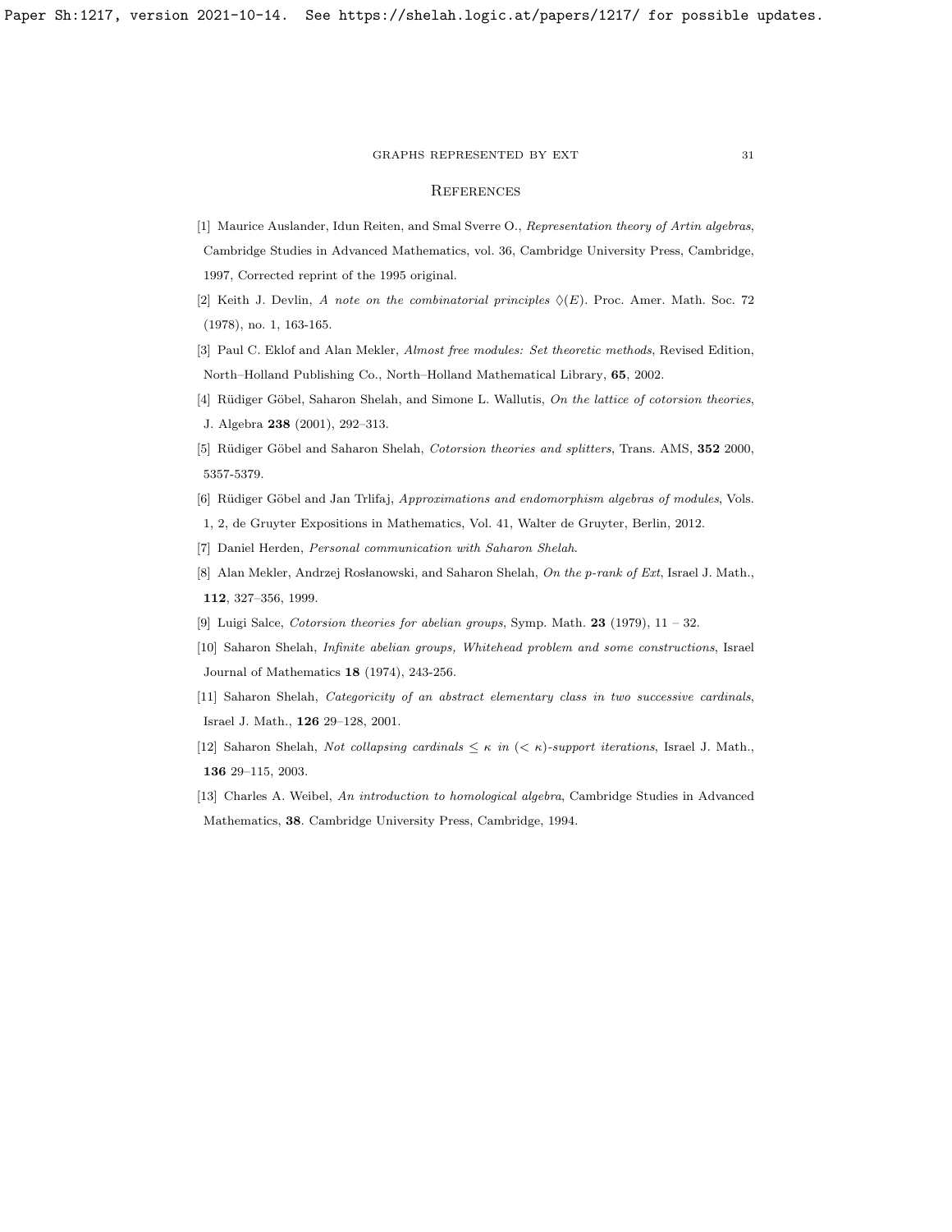# References

[1] Maurice Auslander, Idun Reiten, and Smal Sverre O., *Representation theory of Artin algebras*, Cambridge Studies in Advanced Mathematics, vol. 36, Cambridge University Press, Cambridge, 1997, Corrected reprint of the 1995 original.

[2] Keith J. Devlin, *A note on the combinatorial principles* $\Diamond(E)$. Proc. Amer. Math. Soc. 72 (1978), no. 1, 163-165.

[3] Paul C. Eklof and Alan Mekler, *Almost free modules: Set theoretic methods*, Revised Edition, North–Holland Publishing Co., North–Holland Mathematical Library, **65**, 2002.

[4] Rüdiger Göbel, Saharon Shelah, and Simone L. Wallutis, *On the lattice of cotorsion theories*, J. Algebra **238** (2001), 292–313.

[5] Rüdiger Göbel and Saharon Shelah, *Cotorsion theories and splitters*, Trans. AMS, **352** 2000, 5357-5379.

[6] Rüdiger Göbel and Jan Trlifaj, *Approximations and endomorphism algebras of modules*, Vols. 1, 2, de Gruyter Expositions in Mathematics, Vol. 41, Walter de Gruyter, Berlin, 2012.

[7] Daniel Herden, *Personal communication with Saharon Shelah*.

[8] Alan Mekler, Andrzej Rosłanowski, and Saharon Shelah, *On the p-rank of Ext*, Israel J. Math., **112**, 327–356, 1999.

[9] Luigi Salce, *Cotorsion theories for abelian groups*, Symp. Math. **23** (1979), 11 – 32.

[10] Saharon Shelah, *Infinite abelian groups, Whitehead problem and some constructions*, Israel Journal of Mathematics **18** (1974), 243-256.

[11] Saharon Shelah, *Categoricity of an abstract elementary class in two successive cardinals*, Israel J. Math., **126** 29–128, 2001.

[12] Saharon Shelah, *Not collapsing cardinals* $\leq \kappa$ *in* $(< \kappa)$*-support iterations*, Israel J. Math., **136** 29–115, 2003.

[13] Charles A. Weibel, *An introduction to homological algebra*, Cambridge Studies in Advanced Mathematics, **38**. Cambridge University Press, Cambridge, 1994.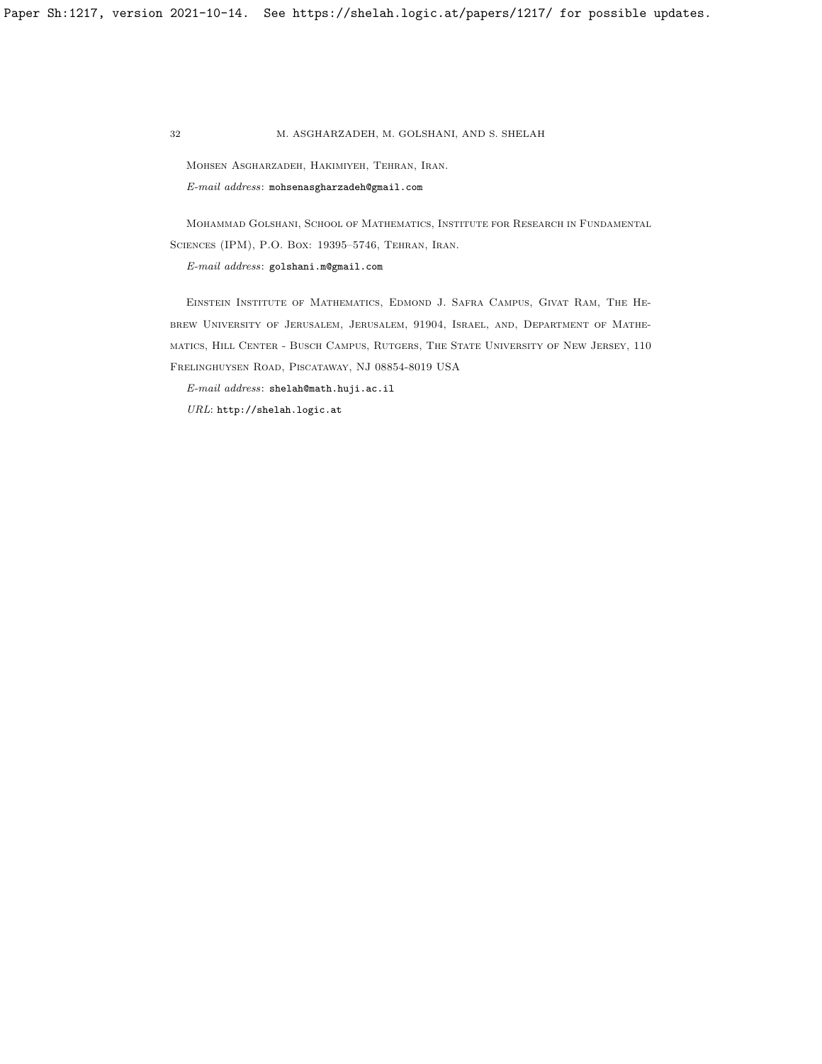Mohsen Asgharzadeh, Hakimiyeh, Tehran, Iran.

*E-mail address*: mohsenasgharzadeh@gmail.com

Mohammad Golshani, School of Mathematics, Institute for Research in Fundamental Sciences (IPM), P.O. Box: 19395–5746, Tehran, Iran.

*E-mail address*: golshani.m@gmail.com

Einstein Institute of Mathematics, Edmond J. Safra Campus, Givat Ram, The Hebrew University of Jerusalem, Jerusalem, 91904, Israel, and, Department of Mathematics, Hill Center - Busch Campus, Rutgers, The State University of New Jersey, 110 Frelinghuysen Road, Piscataway, NJ 08854-8019 USA

*E-mail address*: shelah@math.huji.ac.il

*URL*: http://shelah.logic.at